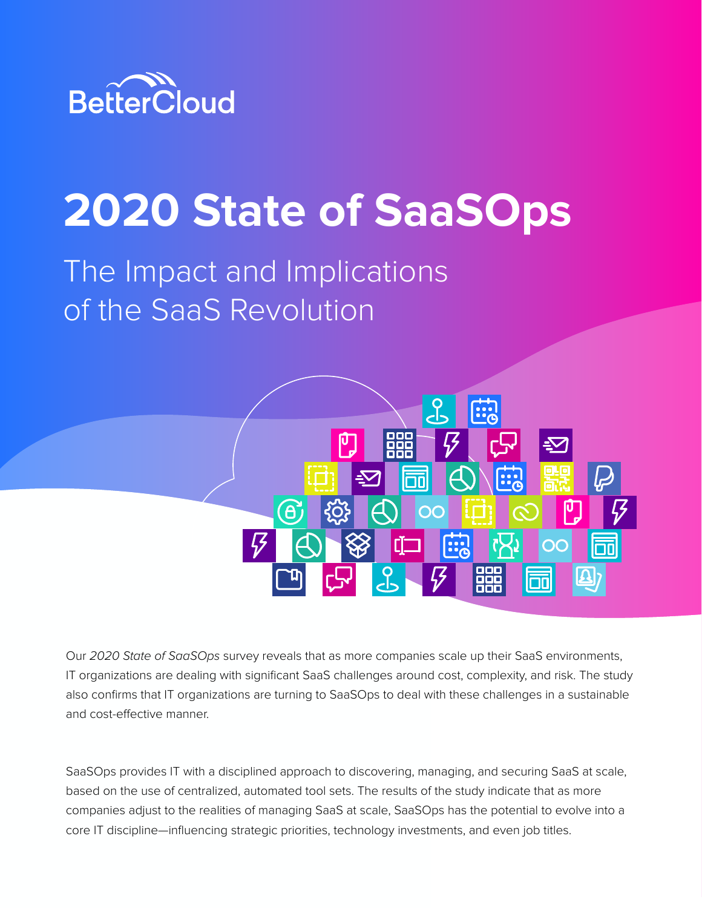BetterCloud

# 2020 State of SaaSOps

## The Impact and Implications of the SaaS Revolution

Our *2020 State of SaaSOps* survey reveals that as more companies scale up their SaaS environments, IT organizations are dealing with significant SaaS challenges around cost, complexity, and risk. The study also confirms that IT organizations are turning to SaaSOps to deal with these challenges in a sustainable and cost-effective manner.

SaaSOps provides IT with a disciplined approach to discovering, managing, and securing SaaS at scale, based on the use of centralized, automated tool sets. The results of the study indicate that as more companies adjust to the realities of managing SaaS at scale, SaaSOps has the potential to evolve into a core IT discipline—influencing strategic priorities, technology investments, and even job titles.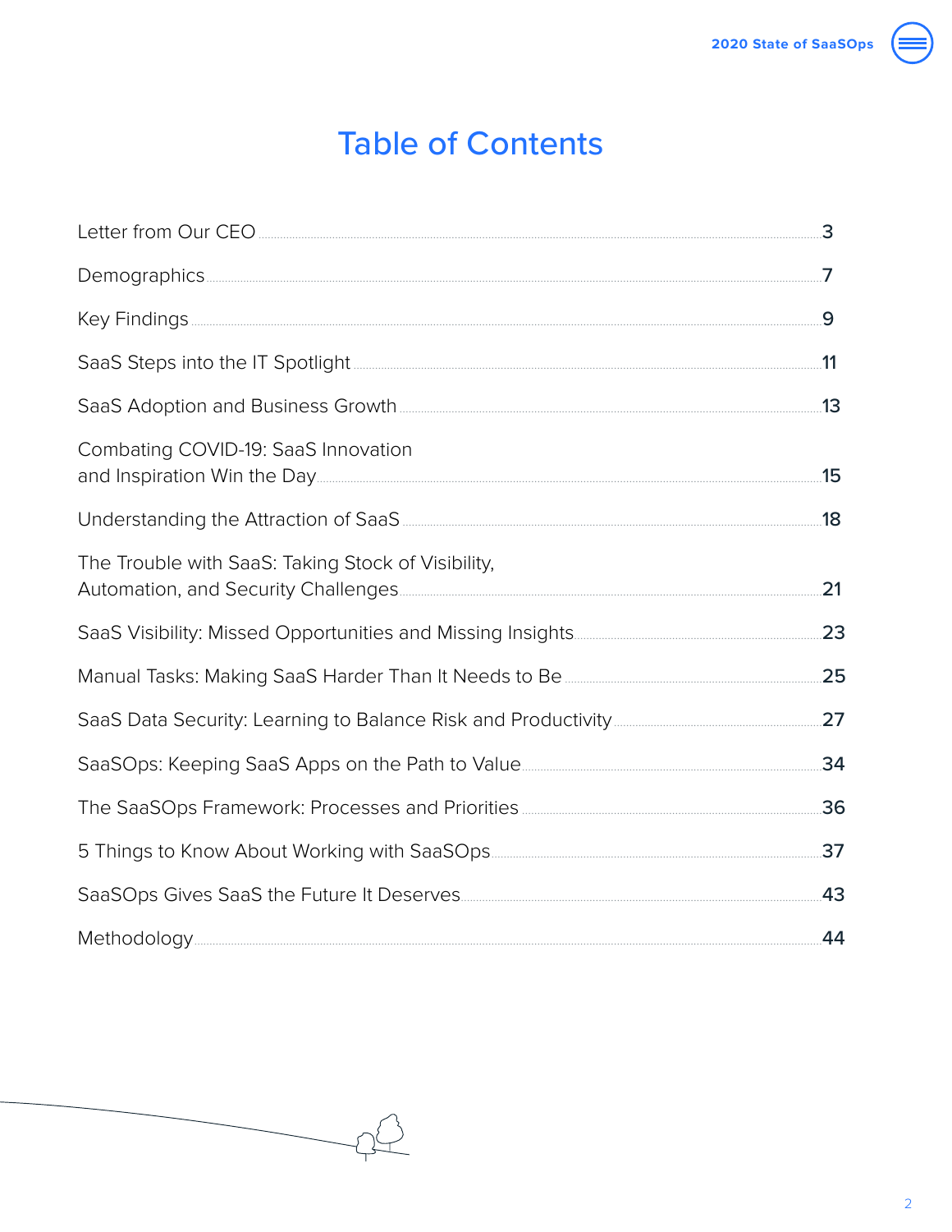# Table of Contents

| | |
|---|---|
| Letter from Our CEO | 3 |
| Demographics | 7 |
| Key Findings | 9 |
| SaaS Steps into the IT Spotlight | 11 |
| SaaS Adoption and Business Growth | 13 |
| Combating COVID-19: SaaS Innovation and Inspiration Win the Day | 15 |
| Understanding the Attraction of SaaS | 18 |
| The Trouble with SaaS: Taking Stock of Visibility, Automation, and Security Challenges | 21 |
| SaaS Visibility: Missed Opportunities and Missing Insights | 23 |
| Manual Tasks: Making SaaS Harder Than It Needs to Be | 25 |
| SaaS Data Security: Learning to Balance Risk and Productivity | 27 |
| SaaSOps: Keeping SaaS Apps on the Path to Value | 34 |
| The SaaSOps Framework: Processes and Priorities | 36 |
| 5 Things to Know About Working with SaaSOps | 37 |
| SaaSOps Gives SaaS the Future It Deserves | 43 |
| Methodology | 44 |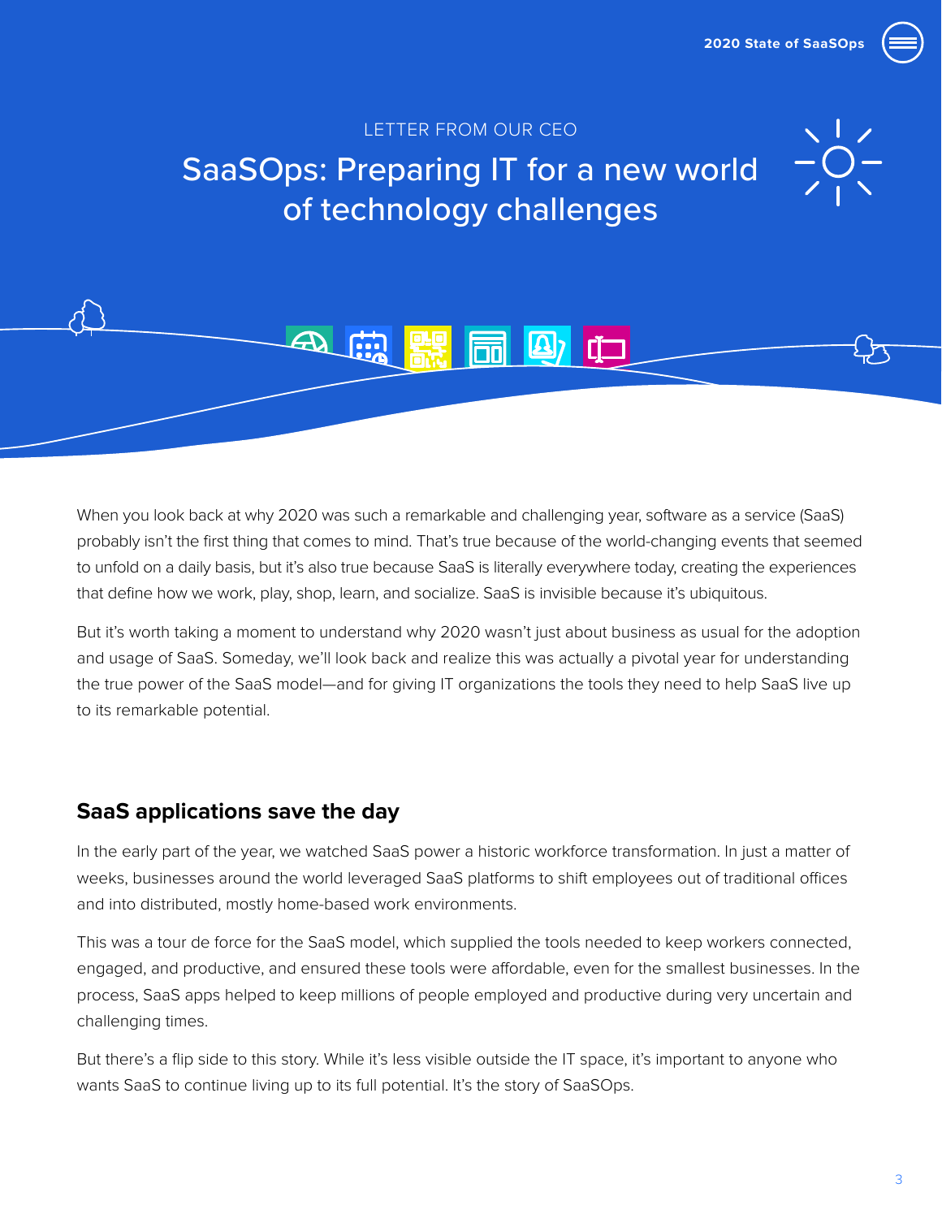LETTER FROM OUR CEO

# SaaSOps: Preparing IT for a new world of technology challenges

When you look back at why 2020 was such a remarkable and challenging year, software as a service (SaaS) probably isn't the first thing that comes to mind. That's true because of the world-changing events that seemed to unfold on a daily basis, but it's also true because SaaS is literally everywhere today, creating the experiences that define how we work, play, shop, learn, and socialize. SaaS is invisible because it's ubiquitous.

But it's worth taking a moment to understand why 2020 wasn't just about business as usual for the adoption and usage of SaaS. Someday, we'll look back and realize this was actually a pivotal year for understanding the true power of the SaaS model—and for giving IT organizations the tools they need to help SaaS live up to its remarkable potential.

## SaaS applications save the day

In the early part of the year, we watched SaaS power a historic workforce transformation. In just a matter of weeks, businesses around the world leveraged SaaS platforms to shift employees out of traditional offices and into distributed, mostly home-based work environments.

This was a tour de force for the SaaS model, which supplied the tools needed to keep workers connected, engaged, and productive, and ensured these tools were affordable, even for the smallest businesses. In the process, SaaS apps helped to keep millions of people employed and productive during very uncertain and challenging times.

But there's a flip side to this story. While it's less visible outside the IT space, it's important to anyone who wants SaaS to continue living up to its full potential. It's the story of SaaSOps.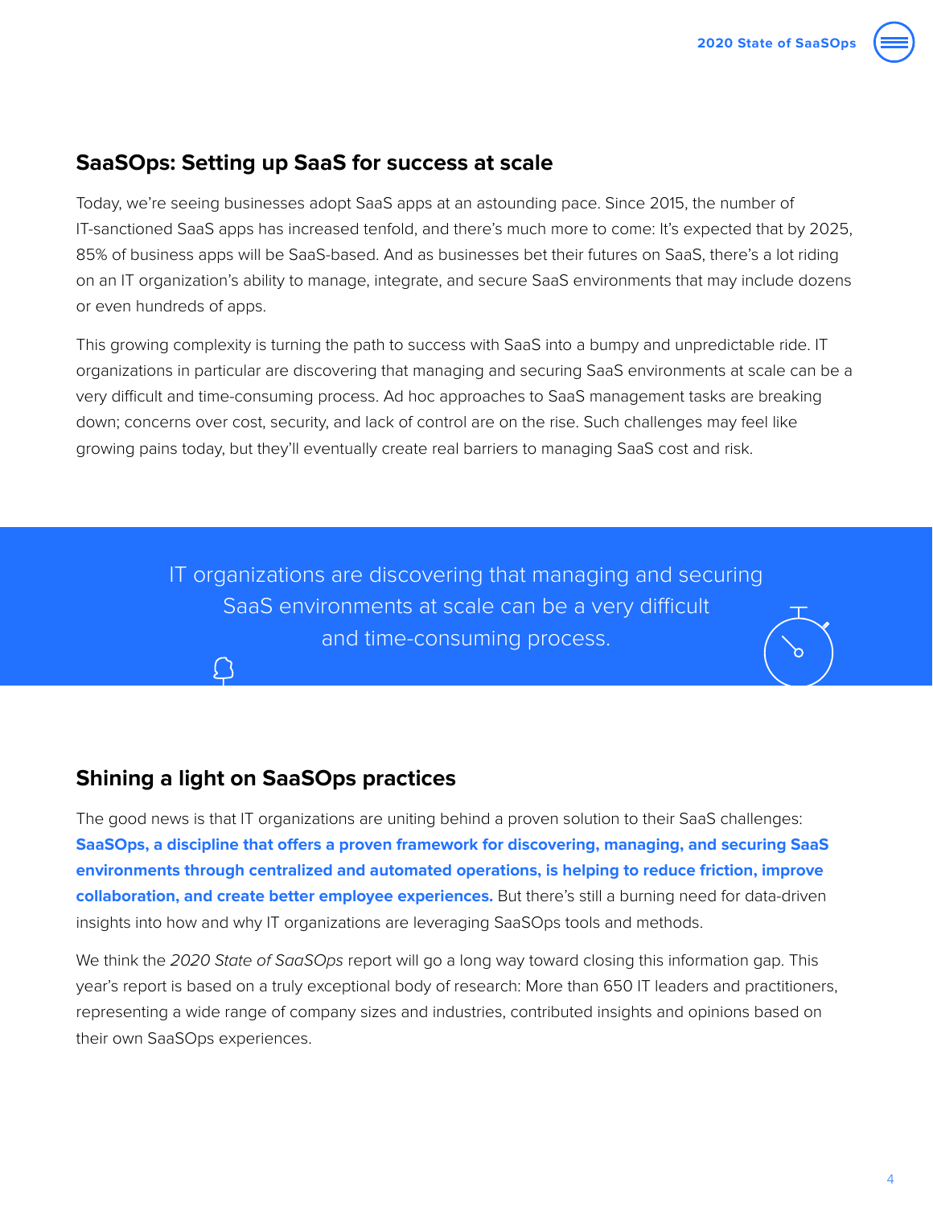## SaaSOps: Setting up SaaS for success at scale

Today, we're seeing businesses adopt SaaS apps at an astounding pace. Since 2015, the number of IT-sanctioned SaaS apps has increased tenfold, and there's much more to come: It's expected that by 2025, 85% of business apps will be SaaS-based. And as businesses bet their futures on SaaS, there's a lot riding on an IT organization's ability to manage, integrate, and secure SaaS environments that may include dozens or even hundreds of apps.

This growing complexity is turning the path to success with SaaS into a bumpy and unpredictable ride. IT organizations in particular are discovering that managing and securing SaaS environments at scale can be a very difficult and time-consuming process. Ad hoc approaches to SaaS management tasks are breaking down; concerns over cost, security, and lack of control are on the rise. Such challenges may feel like growing pains today, but they'll eventually create real barriers to managing SaaS cost and risk.

> IT organizations are discovering that managing and securing SaaS environments at scale can be a very difficult and time-consuming process.

## Shining a light on SaaSOps practices

The good news is that IT organizations are uniting behind a proven solution to their SaaS challenges: **SaaSOps, a discipline that offers a proven framework for discovering, managing, and securing SaaS environments through centralized and automated operations, is helping to reduce friction, improve collaboration, and create better employee experiences.** But there's still a burning need for data-driven insights into how and why IT organizations are leveraging SaaSOps tools and methods.

We think the *2020 State of SaaSOps* report will go a long way toward closing this information gap. This year's report is based on a truly exceptional body of research: More than 650 IT leaders and practitioners, representing a wide range of company sizes and industries, contributed insights and opinions based on their own SaaSOps experiences.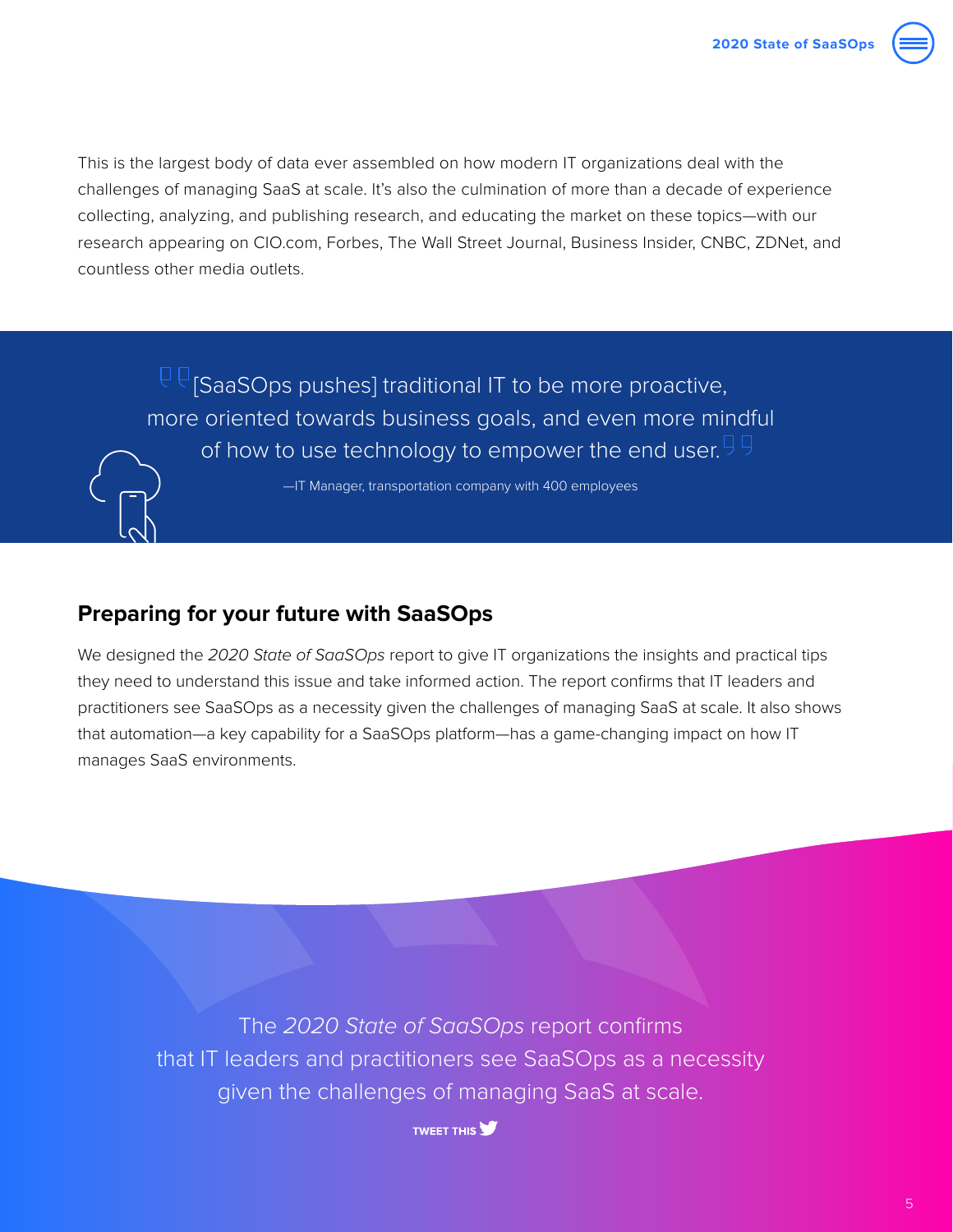This is the largest body of data ever assembled on how modern IT organizations deal with the challenges of managing SaaS at scale. It's also the culmination of more than a decade of experience collecting, analyzing, and publishing research, and educating the market on these topics—with our research appearing on CIO.com, Forbes, The Wall Street Journal, Business Insider, CNBC, ZDNet, and countless other media outlets.

> [SaaSOps pushes] traditional IT to be more proactive, more oriented towards business goals, and even more mindful of how to use technology to empower the end user.
>
> —IT Manager, transportation company with 400 employees

## Preparing for your future with SaaSOps

We designed the *2020 State of SaaSOps* report to give IT organizations the insights and practical tips they need to understand this issue and take informed action. The report confirms that IT leaders and practitioners see SaaSOps as a necessity given the challenges of managing SaaS at scale. It also shows that automation—a key capability for a SaaSOps platform—has a game-changing impact on how IT manages SaaS environments.

> The *2020 State of SaaSOps* report confirms that IT leaders and practitioners see SaaSOps as a necessity given the challenges of managing SaaS at scale.

TWEET THIS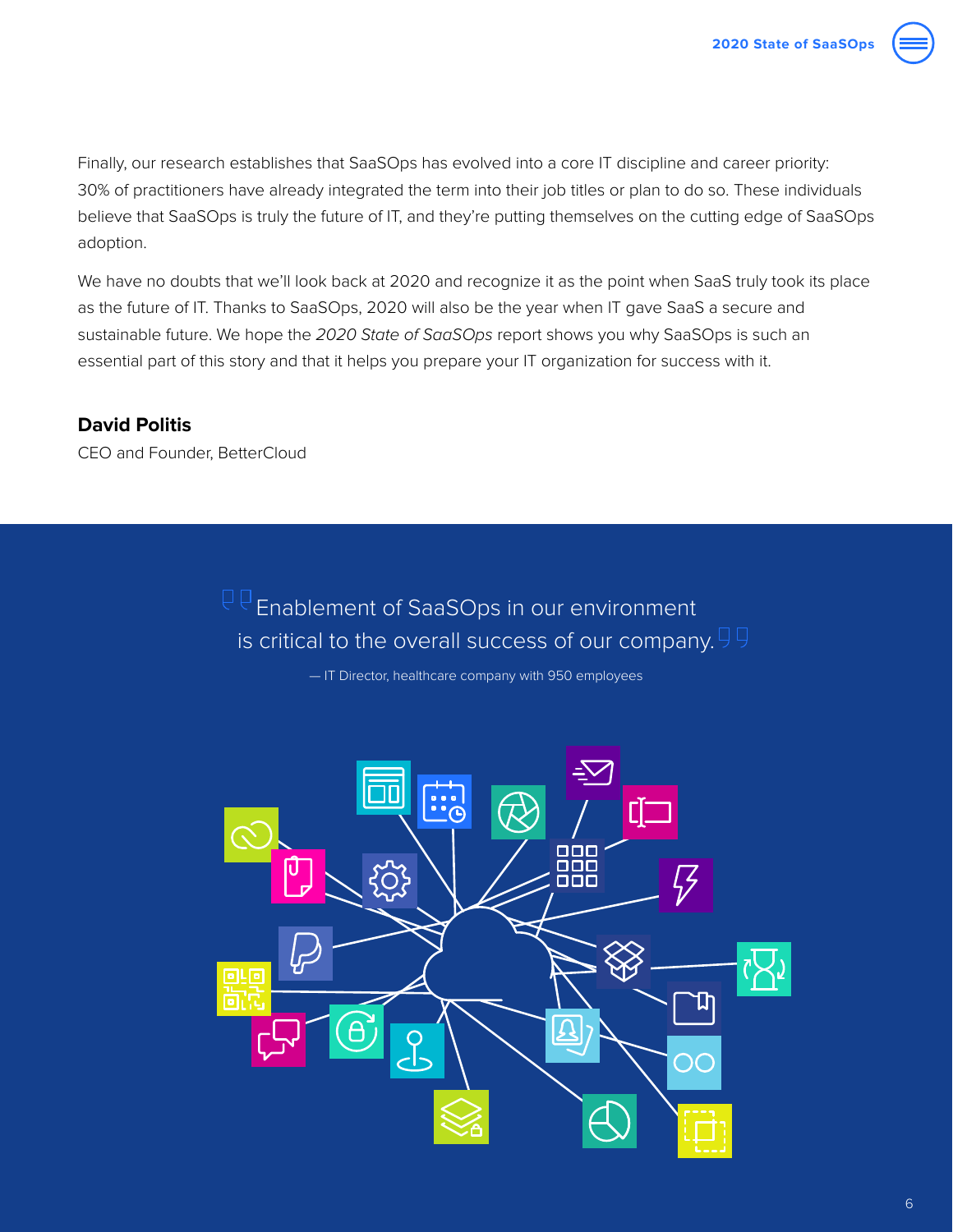Finally, our research establishes that SaaSOps has evolved into a core IT discipline and career priority: 30% of practitioners have already integrated the term into their job titles or plan to do so. These individuals believe that SaaSOps is truly the future of IT, and they're putting themselves on the cutting edge of SaaSOps adoption.

We have no doubts that we'll look back at 2020 and recognize it as the point when SaaS truly took its place as the future of IT. Thanks to SaaSOps, 2020 will also be the year when IT gave SaaS a secure and sustainable future. We hope the *2020 State of SaaSOps* report shows you why SaaSOps is such an essential part of this story and that it helps you prepare your IT organization for success with it.

**David Politis**
CEO and Founder, BetterCloud

> "Enablement of SaaSOps in our environment is critical to the overall success of our company."
>
> — IT Director, healthcare company with 950 employees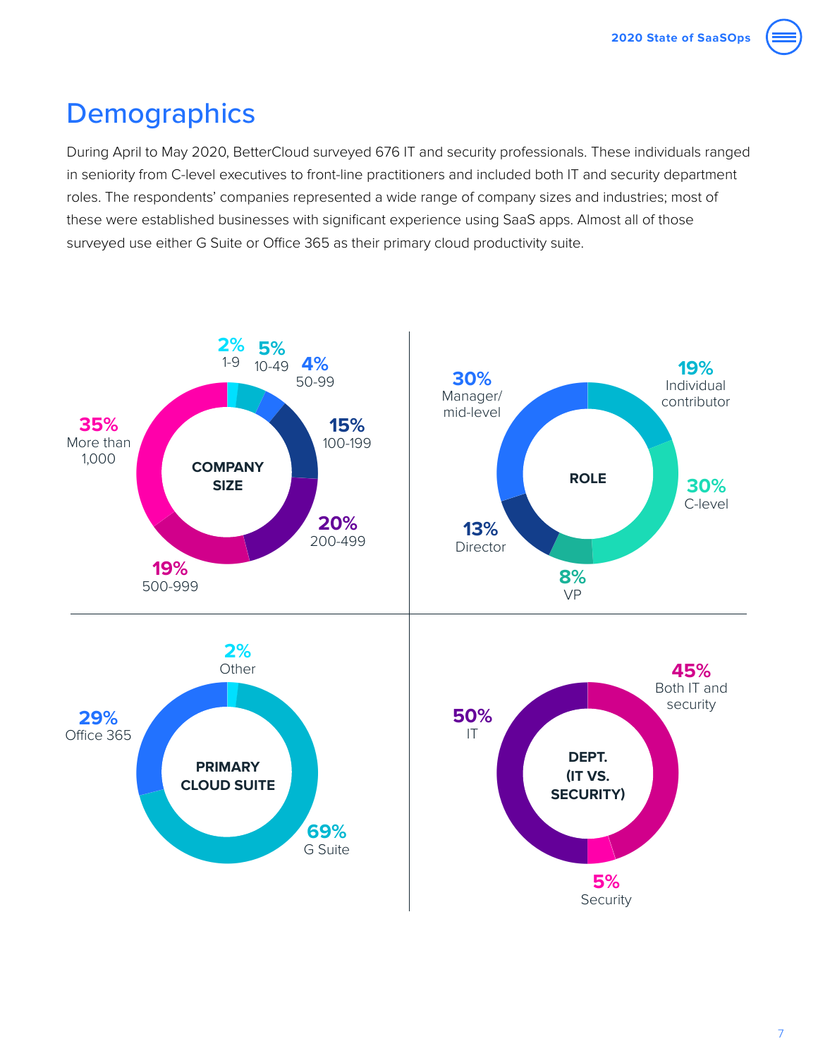# Demographics

During April to May 2020, BetterCloud surveyed 676 IT and security professionals. These individuals ranged in seniority from C-level executives to front-line practitioners and included both IT and security department roles. The respondents' companies represented a wide range of company sizes and industries; most of these were established businesses with significant experience using SaaS apps. Almost all of those surveyed use either G Suite or Office 365 as their primary cloud productivity suite.

**COMPANY SIZE**

| Company size | Percentage |
|---|---|
| 1-9 | 2% |
| 10-49 | 5% |
| 50-99 | 4% |
| 100-199 | 15% |
| 200-499 | 20% |
| 500-999 | 19% |
| More than 1,000 | 35% |

**ROLE**

| Role | Percentage |
|---|---|
| Individual contributor | 19% |
| C-level | 30% |
| VP | 8% |
| Director | 13% |
| Manager/mid-level | 30% |

**PRIMARY CLOUD SUITE**

| Primary cloud suite | Percentage |
|---|---|
| Other | 2% |
| G Suite | 69% |
| Office 365 | 29% |

**DEPT. (IT VS. SECURITY)**

| Department | Percentage |
|---|---|
| Both IT and security | 45% |
| Security | 5% |
| IT | 50% |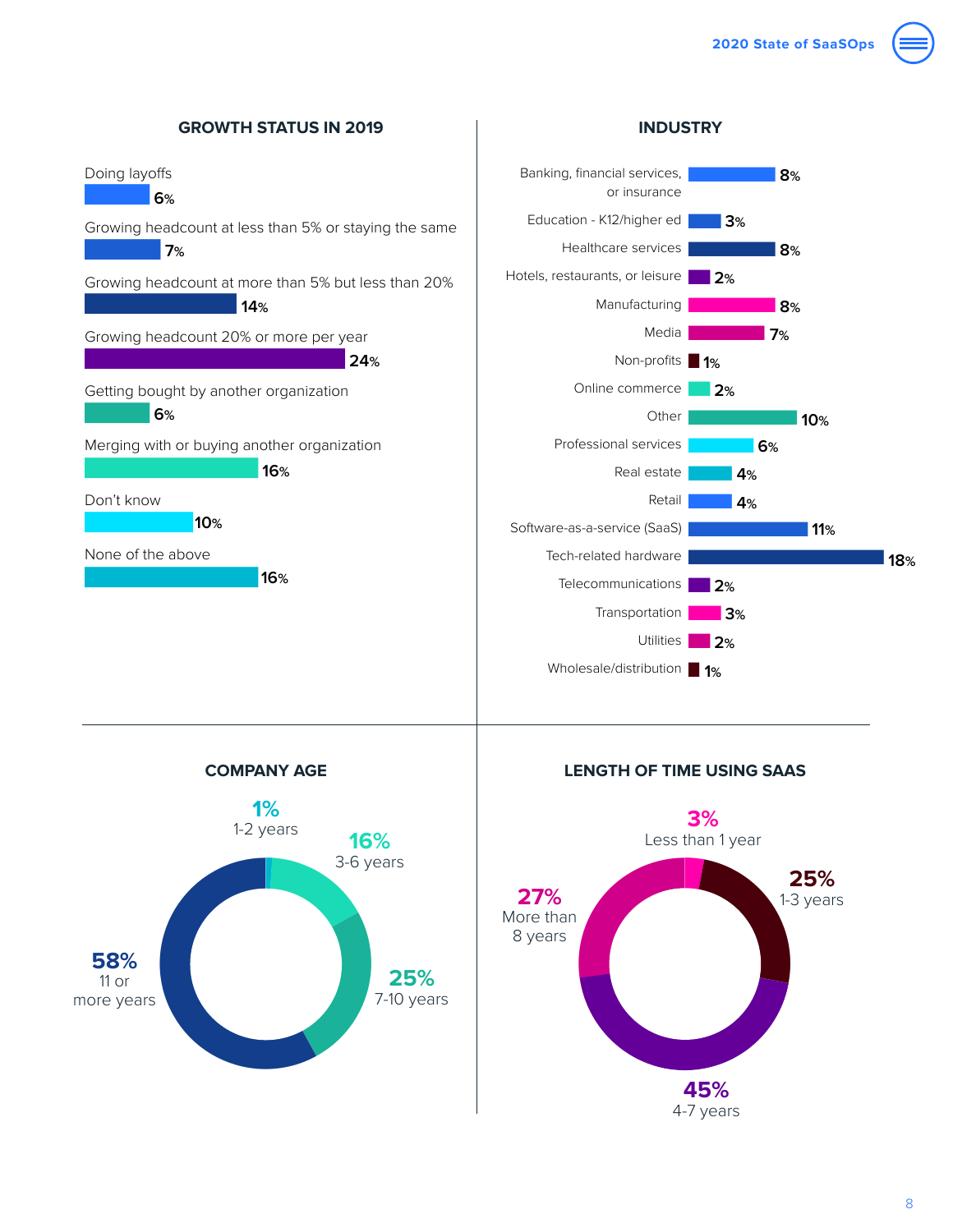## GROWTH STATUS IN 2019

| Growth status | Percent |
| --- | --- |
| Doing layoffs | 6% |
| Growing headcount at less than 5% or staying the same | 7% |
| Growing headcount at more than 5% but less than 20% | 14% |
| Growing headcount 20% or more per year | 24% |
| Getting bought by another organization | 6% |
| Merging with or buying another organization | 16% |
| Don't know | 10% |
| None of the above | 16% |

## INDUSTRY

| Industry | Percent |
| --- | --- |
| Banking, financial services, or insurance | 8% |
| Education - K12/higher ed | 3% |
| Healthcare services | 8% |
| Hotels, restaurants, or leisure | 2% |
| Manufacturing | 8% |
| Media | 7% |
| Non-profits | 1% |
| Online commerce | 2% |
| Other | 10% |
| Professional services | 6% |
| Real estate | 4% |
| Retail | 4% |
| Software-as-a-service (SaaS) | 11% |
| Tech-related hardware | 18% |
| Telecommunications | 2% |
| Transportation | 3% |
| Utilities | 2% |
| Wholesale/distribution | 1% |

## COMPANY AGE

| Company age | Percent |
| --- | --- |
| 1-2 years | 1% |
| 3-6 years | 16% |
| 7-10 years | 25% |
| 11 or more years | 58% |

## LENGTH OF TIME USING SAAS

| Length of time | Percent |
| --- | --- |
| Less than 1 year | 3% |
| 1-3 years | 25% |
| 4-7 years | 45% |
| More than 8 years | 27% |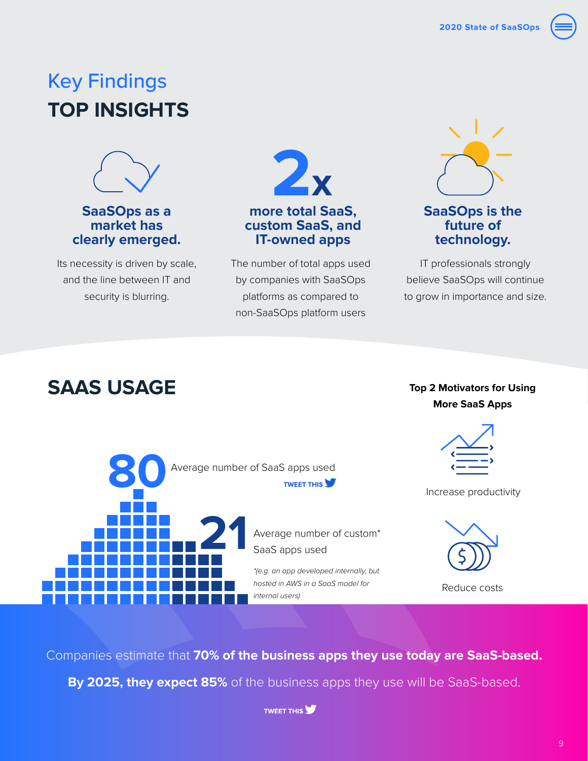# Key Findings

## TOP INSIGHTS

### SaaSOps as a market has clearly emerged.

Its necessity is driven by scale, and the line between IT and security is blurring.

### 2x

### more total SaaS, custom SaaS, and IT-owned apps

The number of total apps used by companies with SaaSOps platforms as compared to non-SaaSOps platform users

### SaaSOps is the future of technology.

IT professionals strongly believe SaaSOps will continue to grow in importance and size.

## SAAS USAGE

**80** Average number of SaaS apps used

TWEET THIS

**21** Average number of custom* SaaS apps used

*(e.g. an app developed internally, but hosted in AWS in a SaaS model for internal users)*

**Top 2 Motivators for Using More SaaS Apps**

- Increase productivity
- Reduce costs

Companies estimate that **70% of the business apps they use today are SaaS-based.**

**By 2025, they expect 85%** of the business apps they use will be SaaS-based.

TWEET THIS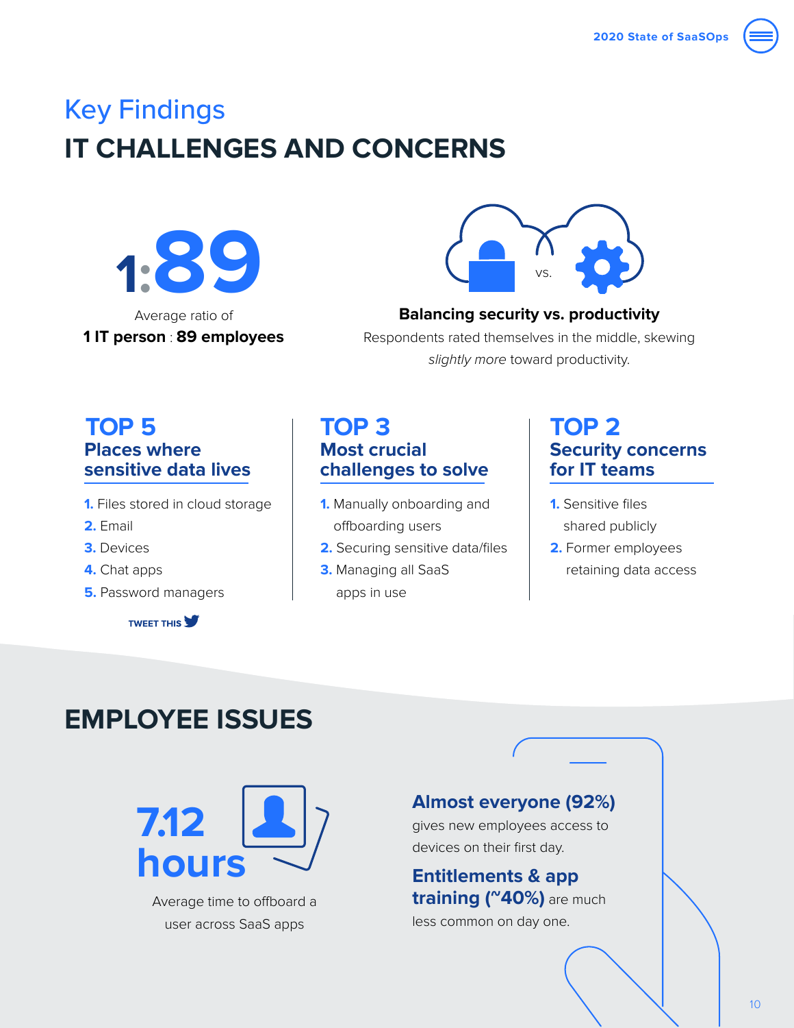# Key Findings

## IT CHALLENGES AND CONCERNS

**1:89**

Average ratio of
**1 IT person : 89 employees**

vs.

**Balancing security vs. productivity**

Respondents rated themselves in the middle, skewing *slightly more* toward productivity.

### TOP 5 Places where sensitive data lives

1. Files stored in cloud storage
2. Email
3. Devices
4. Chat apps
5. Password managers

TWEET THIS

### TOP 3 Most crucial challenges to solve

1. Manually onboarding and offboarding users
2. Securing sensitive data/files
3. Managing all SaaS apps in use

### TOP 2 Security concerns for IT teams

1. Sensitive files shared publicly
2. Former employees retaining data access

## EMPLOYEE ISSUES

**7.12 hours**

Average time to offboard a user across SaaS apps

**Almost everyone (92%)** gives new employees access to devices on their first day.

**Entitlements & app training (~40%)** are much less common on day one.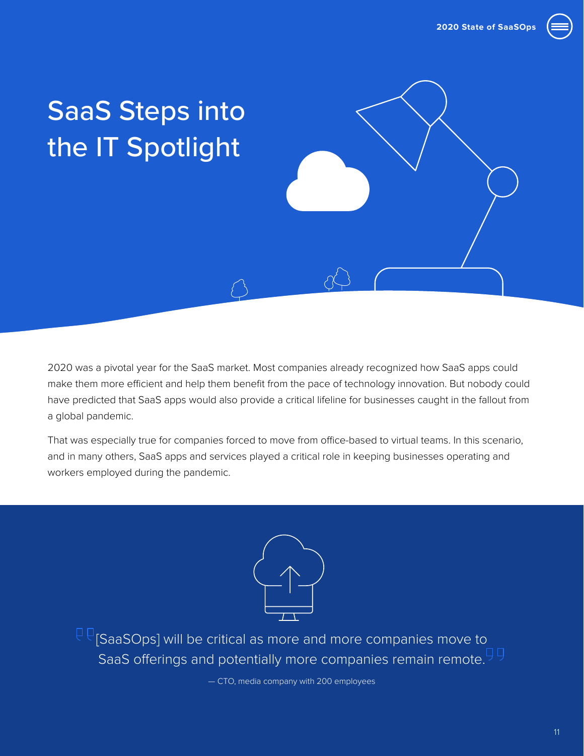# SaaS Steps into the IT Spotlight

2020 was a pivotal year for the SaaS market. Most companies already recognized how SaaS apps could make them more efficient and help them benefit from the pace of technology innovation. But nobody could have predicted that SaaS apps would also provide a critical lifeline for businesses caught in the fallout from a global pandemic.

That was especially true for companies forced to move from office-based to virtual teams. In this scenario, and in many others, SaaS apps and services played a critical role in keeping businesses operating and workers employed during the pandemic.

> "[SaaSOps] will be critical as more and more companies move to SaaS offerings and potentially more companies remain remote."
>
> — CTO, media company with 200 employees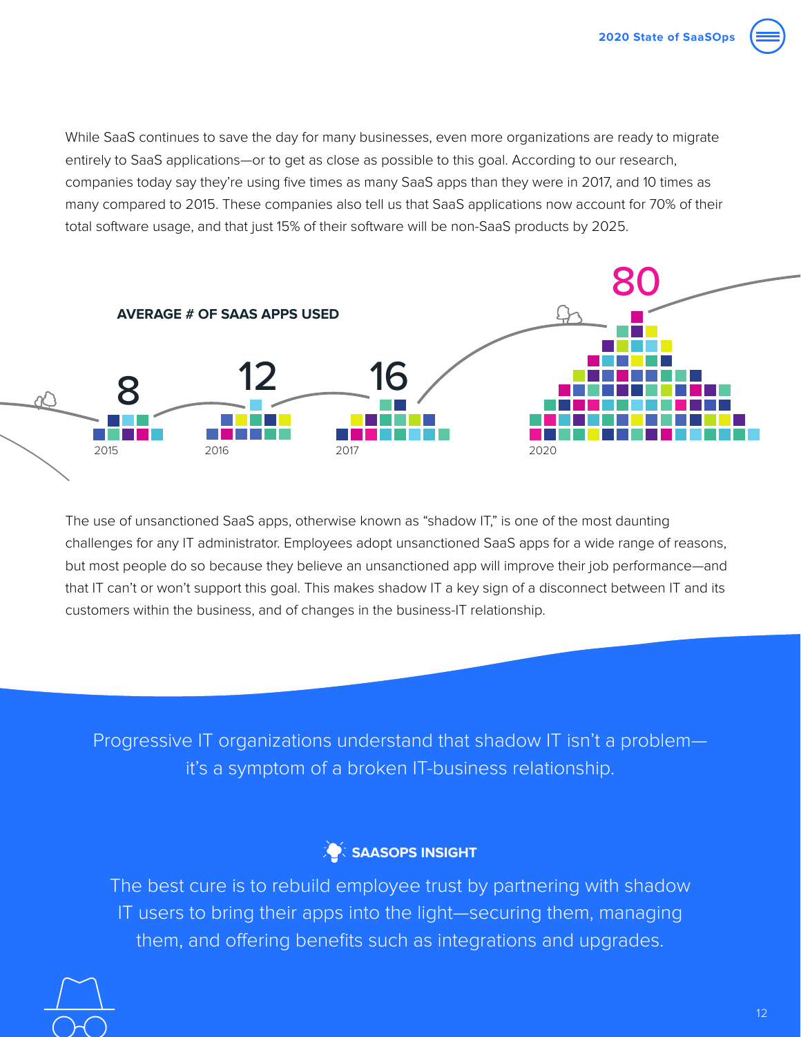While SaaS continues to save the day for many businesses, even more organizations are ready to migrate entirely to SaaS applications—or to get as close as possible to this goal. According to our research, companies today say they're using five times as many SaaS apps than they were in 2017, and 10 times as many compared to 2015. These companies also tell us that SaaS applications now account for 70% of their total software usage, and that just 15% of their software will be non-SaaS products by 2025.

**AVERAGE # OF SAAS APPS USED**

| Year | Average # of SaaS apps used |
|---|---|
| 2015 | 8 |
| 2016 | 12 |
| 2017 | 16 |
| 2020 | 80 |

The use of unsanctioned SaaS apps, otherwise known as "shadow IT," is one of the most daunting challenges for any IT administrator. Employees adopt unsanctioned SaaS apps for a wide range of reasons, but most people do so because they believe an unsanctioned app will improve their job performance—and that IT can't or won't support this goal. This makes shadow IT a key sign of a disconnect between IT and its customers within the business, and of changes in the business-IT relationship.

Progressive IT organizations understand that shadow IT isn't a problem—it's a symptom of a broken IT-business relationship.

**SAASOPS INSIGHT**

The best cure is to rebuild employee trust by partnering with shadow IT users to bring their apps into the light—securing them, managing them, and offering benefits such as integrations and upgrades.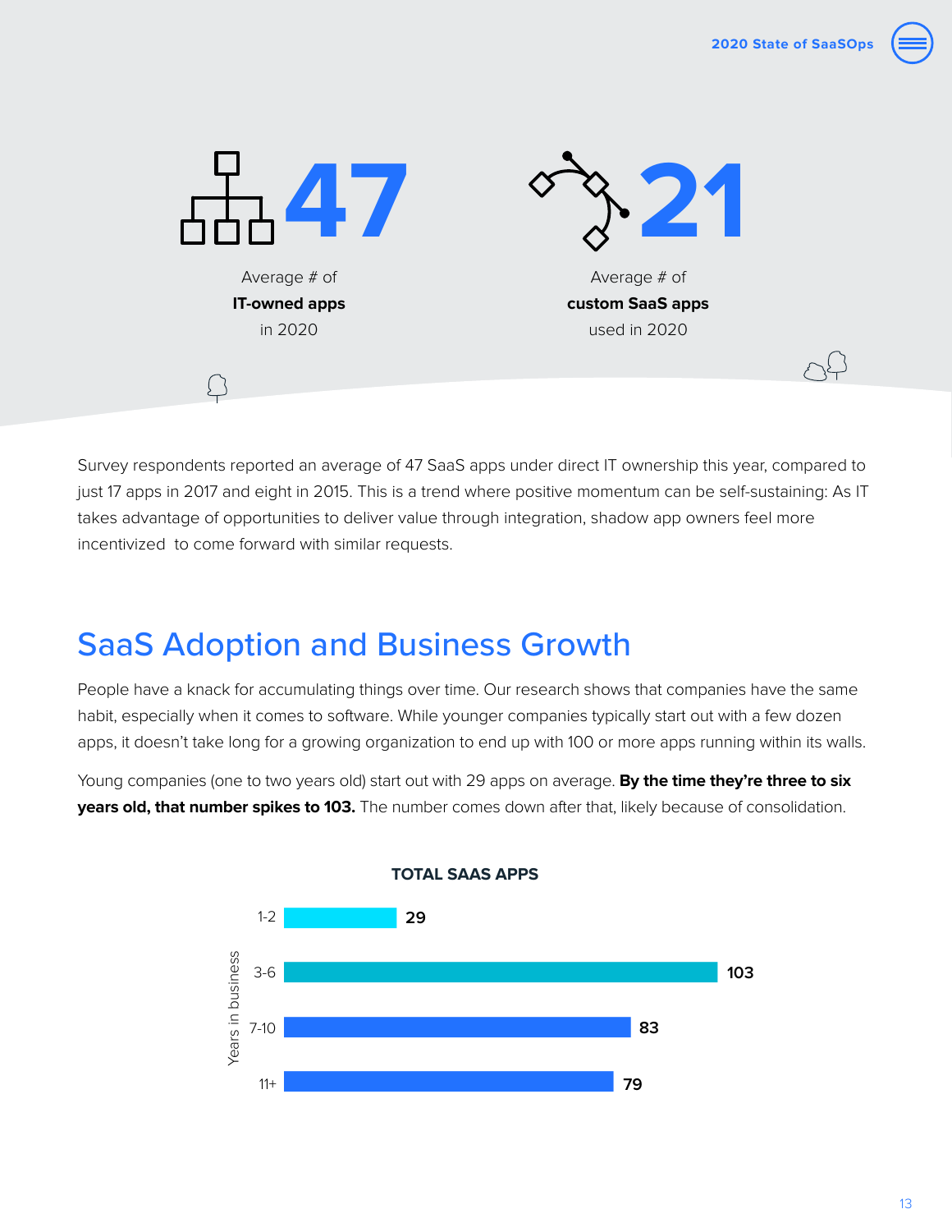**47**

Average # of
**IT-owned apps**
in 2020

**21**

Average # of
**custom SaaS apps**
used in 2020

Survey respondents reported an average of 47 SaaS apps under direct IT ownership this year, compared to just 17 apps in 2017 and eight in 2015. This is a trend where positive momentum can be self-sustaining: As IT takes advantage of opportunities to deliver value through integration, shadow app owners feel more incentivized to come forward with similar requests.

## SaaS Adoption and Business Growth

People have a knack for accumulating things over time. Our research shows that companies have the same habit, especially when it comes to software. While younger companies typically start out with a few dozen apps, it doesn't take long for a growing organization to end up with 100 or more apps running within its walls.

Young companies (one to two years old) start out with 29 apps on average. **By the time they're three to six years old, that number spikes to 103.** The number comes down after that, likely because of consolidation.

**TOTAL SAAS APPS**

| Years in business | Total SaaS apps |
| --- | --- |
| 1-2 | 29 |
| 3-6 | 103 |
| 7-10 | 83 |
| 11+ | 79 |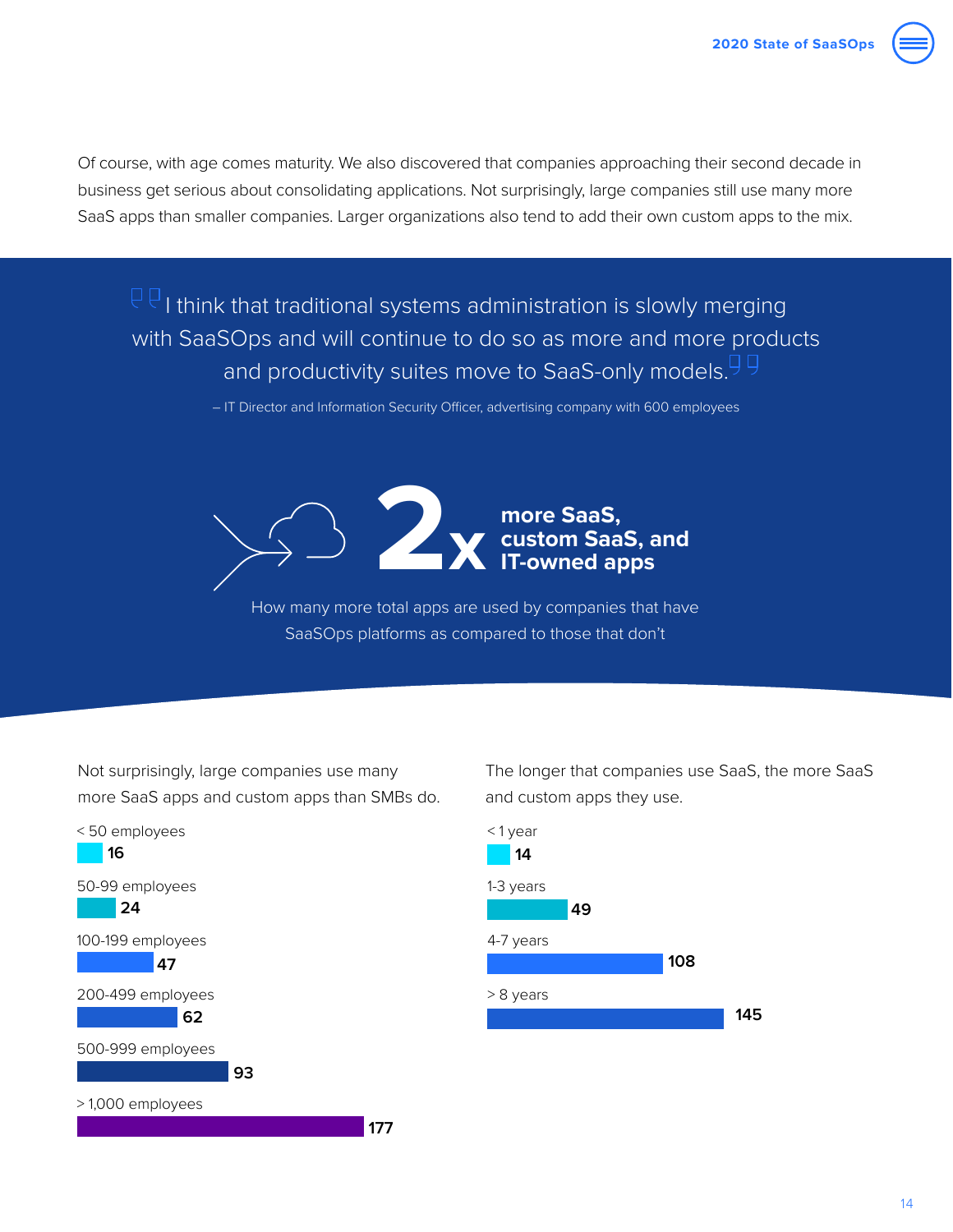Of course, with age comes maturity. We also discovered that companies approaching their second decade in business get serious about consolidating applications. Not surprisingly, large companies still use many more SaaS apps than smaller companies. Larger organizations also tend to add their own custom apps to the mix.

> "I think that traditional systems administration is slowly merging with SaaSOps and will continue to do so as more and more products and productivity suites move to SaaS-only models."
>
> – IT Director and Information Security Officer, advertising company with 600 employees

**2x more SaaS, custom SaaS, and IT-owned apps**

How many more total apps are used by companies that have SaaSOps platforms as compared to those that don't

Not surprisingly, large companies use many more SaaS apps and custom apps than SMBs do.

| Company size | Apps |
| --- | --- |
| < 50 employees | 16 |
| 50-99 employees | 24 |
| 100-199 employees | 47 |
| 200-499 employees | 62 |
| 500-999 employees | 93 |
| > 1,000 employees | 177 |

The longer that companies use SaaS, the more SaaS and custom apps they use.

| Years using SaaS | Apps |
| --- | --- |
| < 1 year | 14 |
| 1-3 years | 49 |
| 4-7 years | 108 |
| > 8 years | 145 |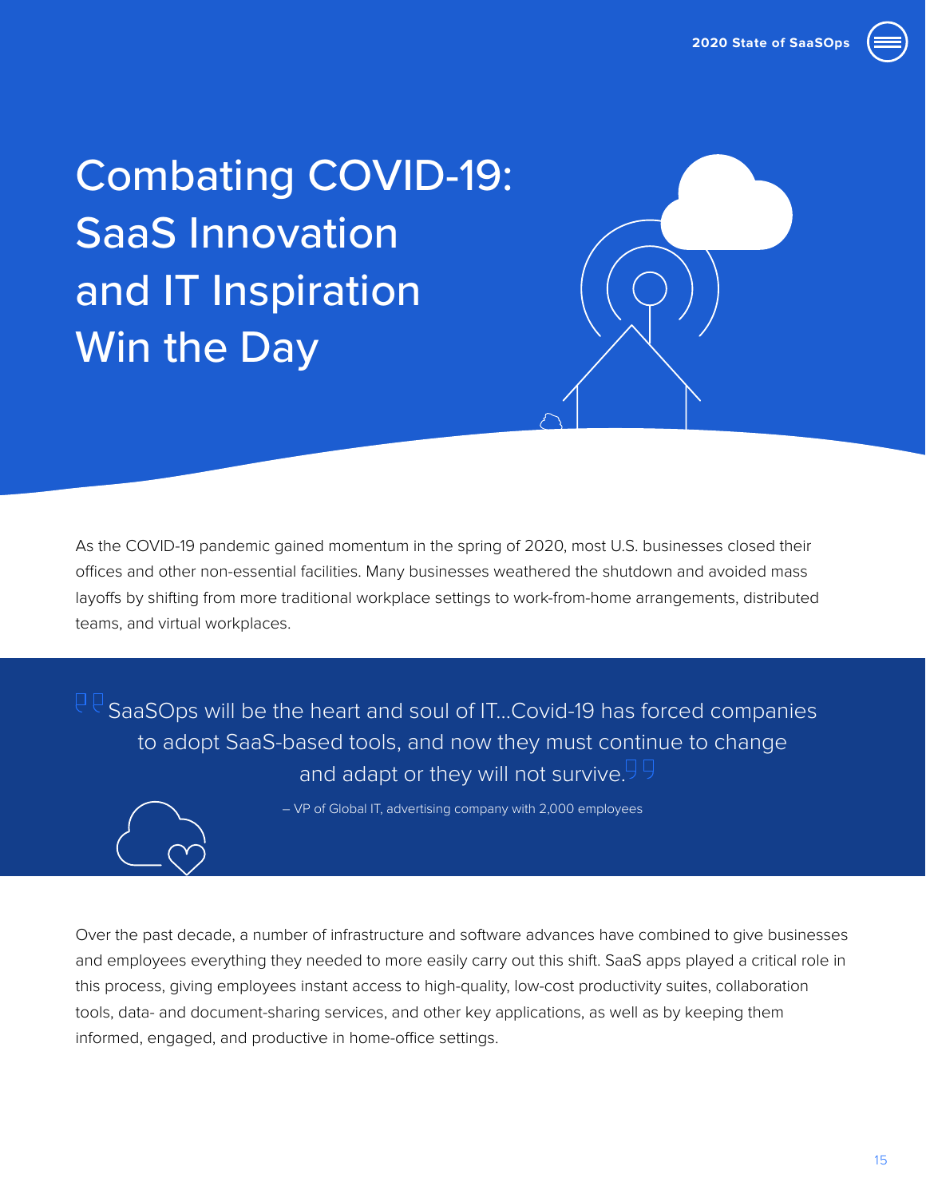# Combating COVID-19: SaaS Innovation and IT Inspiration Win the Day

As the COVID-19 pandemic gained momentum in the spring of 2020, most U.S. businesses closed their offices and other non-essential facilities. Many businesses weathered the shutdown and avoided mass layoffs by shifting from more traditional workplace settings to work-from-home arrangements, distributed teams, and virtual workplaces.

> "SaaSOps will be the heart and soul of IT...Covid-19 has forced companies to adopt SaaS-based tools, and now they must continue to change and adapt or they will not survive."
>
> – VP of Global IT, advertising company with 2,000 employees

Over the past decade, a number of infrastructure and software advances have combined to give businesses and employees everything they needed to more easily carry out this shift. SaaS apps played a critical role in this process, giving employees instant access to high-quality, low-cost productivity suites, collaboration tools, data- and document-sharing services, and other key applications, as well as by keeping them informed, engaged, and productive in home-office settings.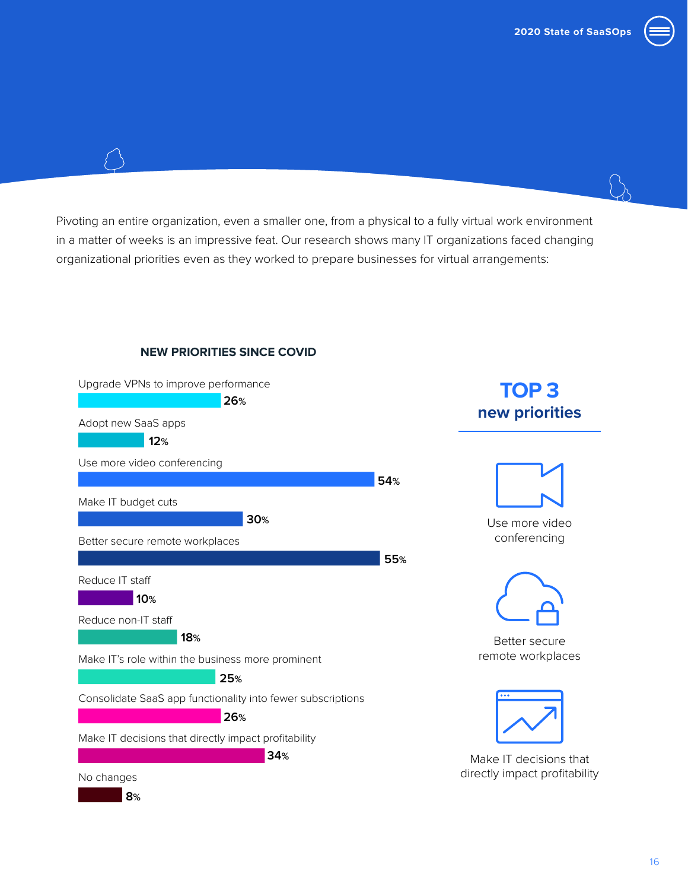Pivoting an entire organization, even a smaller one, from a physical to a fully virtual work environment in a matter of weeks is an impressive feat. Our research shows many IT organizations faced changing organizational priorities even as they worked to prepare businesses for virtual arrangements:

**NEW PRIORITIES SINCE COVID**

| Priority | % |
|---|---|
| Upgrade VPNs to improve performance | 26% |
| Adopt new SaaS apps | 12% |
| Use more video conferencing | 54% |
| Make IT budget cuts | 30% |
| Better secure remote workplaces | 55% |
| Reduce IT staff | 10% |
| Reduce non-IT staff | 18% |
| Make IT's role within the business more prominent | 25% |
| Consolidate SaaS app functionality into fewer subscriptions | 26% |
| Make IT decisions that directly impact profitability | 34% |
| No changes | 8% |

## TOP 3 new priorities

- Use more video conferencing
- Better secure remote workplaces
- Make IT decisions that directly impact profitability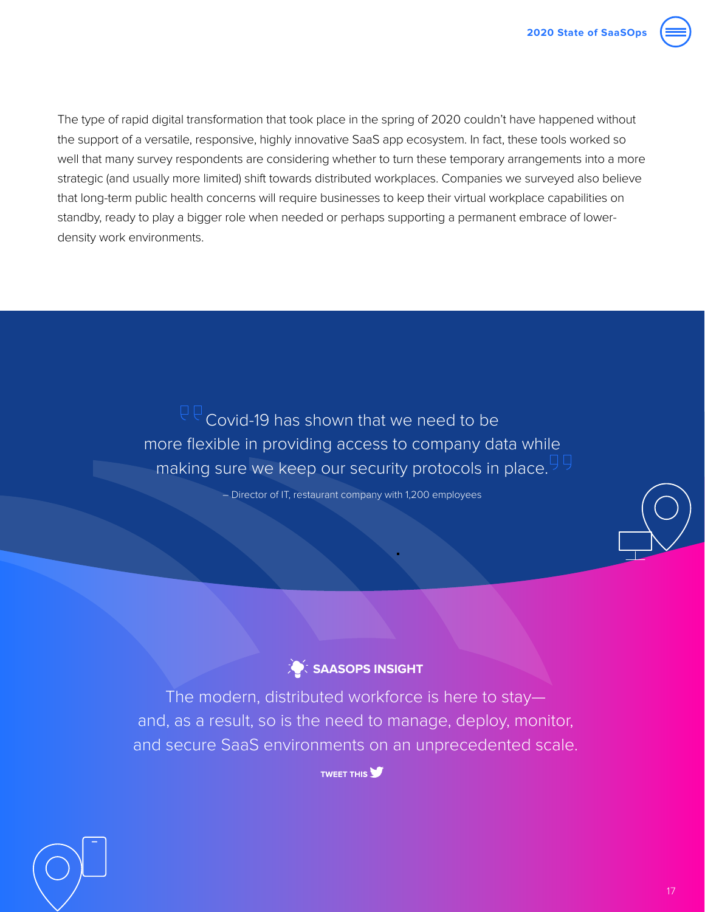The type of rapid digital transformation that took place in the spring of 2020 couldn't have happened without the support of a versatile, responsive, highly innovative SaaS app ecosystem. In fact, these tools worked so well that many survey respondents are considering whether to turn these temporary arrangements into a more strategic (and usually more limited) shift towards distributed workplaces. Companies we surveyed also believe that long-term public health concerns will require businesses to keep their virtual workplace capabilities on standby, ready to play a bigger role when needed or perhaps supporting a permanent embrace of lower-density work environments.

> "Covid-19 has shown that we need to be more flexible in providing access to company data while making sure we keep our security protocols in place."
>
> – Director of IT, restaurant company with 1,200 employees

**SAASOPS INSIGHT**

The modern, distributed workforce is here to stay—and, as a result, so is the need to manage, deploy, monitor, and secure SaaS environments on an unprecedented scale.

TWEET THIS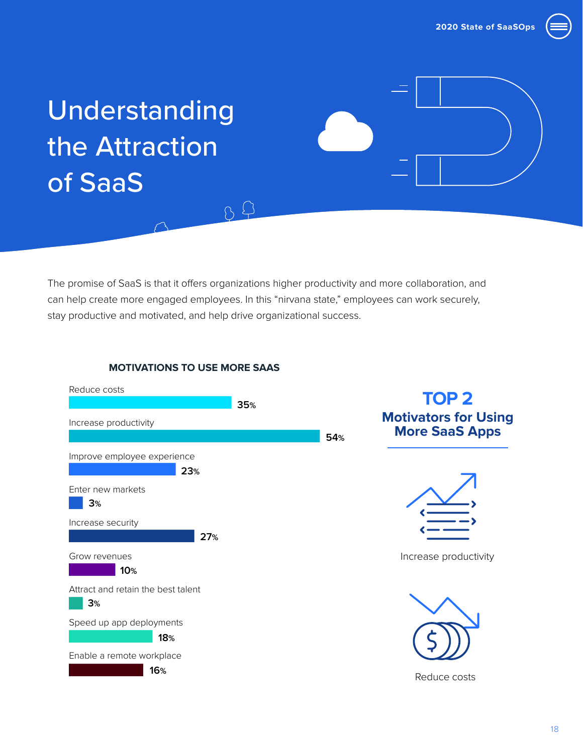# Understanding the Attraction of SaaS

The promise of SaaS is that it offers organizations higher productivity and more collaboration, and can help create more engaged employees. In this “nirvana state,” employees can work securely, stay productive and motivated, and help drive organizational success.

**MOTIVATIONS TO USE MORE SAAS**

| Motivation | Percentage |
|---|---|
| Reduce costs | 35% |
| Increase productivity | 54% |
| Improve employee experience | 23% |
| Enter new markets | 3% |
| Increase security | 27% |
| Grow revenues | 10% |
| Attract and retain the best talent | 3% |
| Speed up app deployments | 18% |
| Enable a remote workplace | 16% |

## TOP 2 Motivators for Using More SaaS Apps

Increase productivity

Reduce costs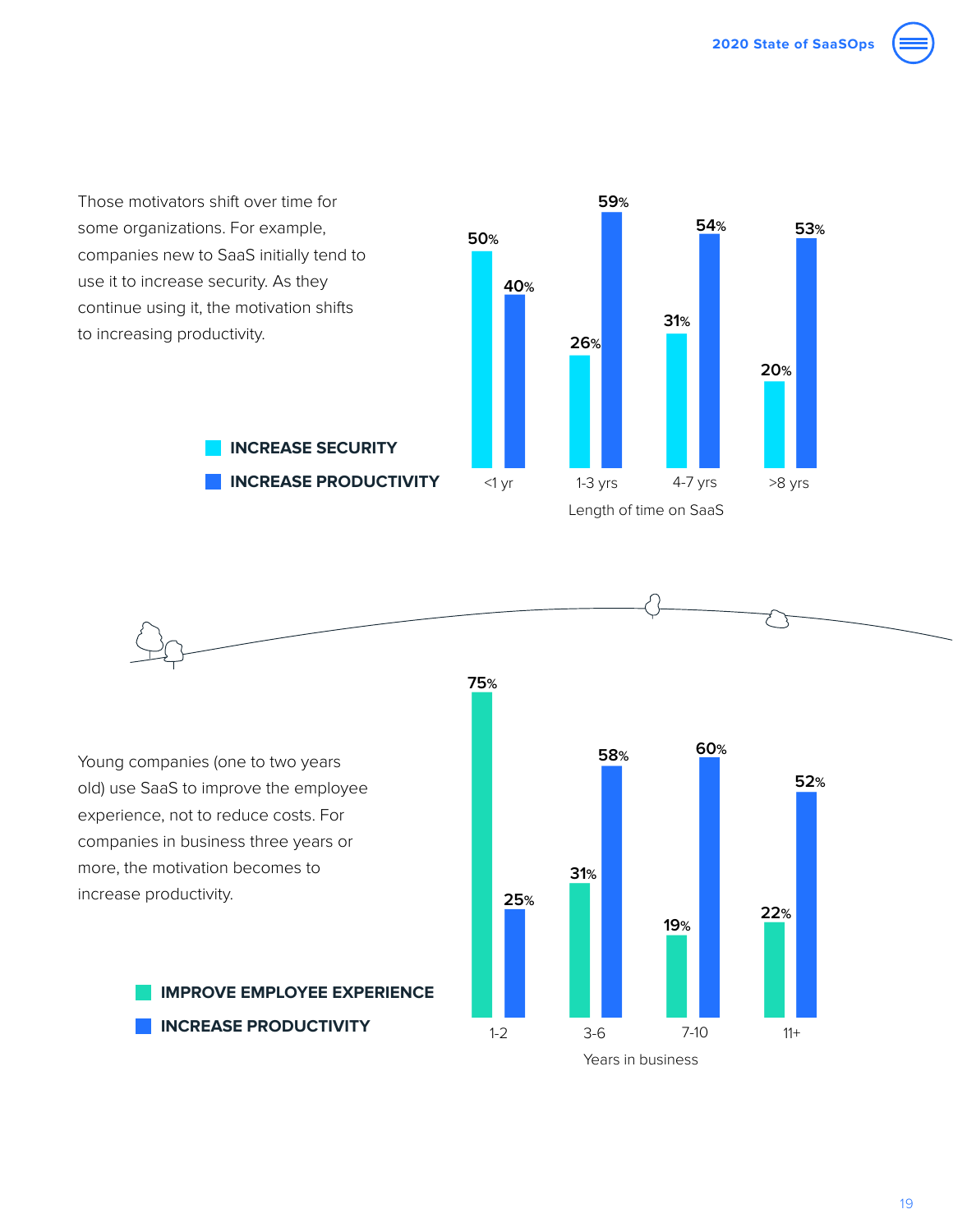Those motivators shift over time for some organizations. For example, companies new to SaaS initially tend to use it to increase security. As they continue using it, the motivation shifts to increasing productivity.

| Length of time on SaaS | INCREASE SECURITY | INCREASE PRODUCTIVITY |
| --- | --- | --- |
| <1 yr | 50% | 40% |
| 1-3 yrs | 26% | 59% |
| 4-7 yrs | 31% | 54% |
| >8 yrs | 20% | 53% |

Young companies (one to two years old) use SaaS to improve the employee experience, not to reduce costs. For companies in business three years or more, the motivation becomes to increase productivity.

| Years in business | IMPROVE EMPLOYEE EXPERIENCE | INCREASE PRODUCTIVITY |
| --- | --- | --- |
| 1-2 | 75% | 25% |
| 3-6 | 31% | 58% |
| 7-10 | 19% | 60% |
| 11+ | 22% | 52% |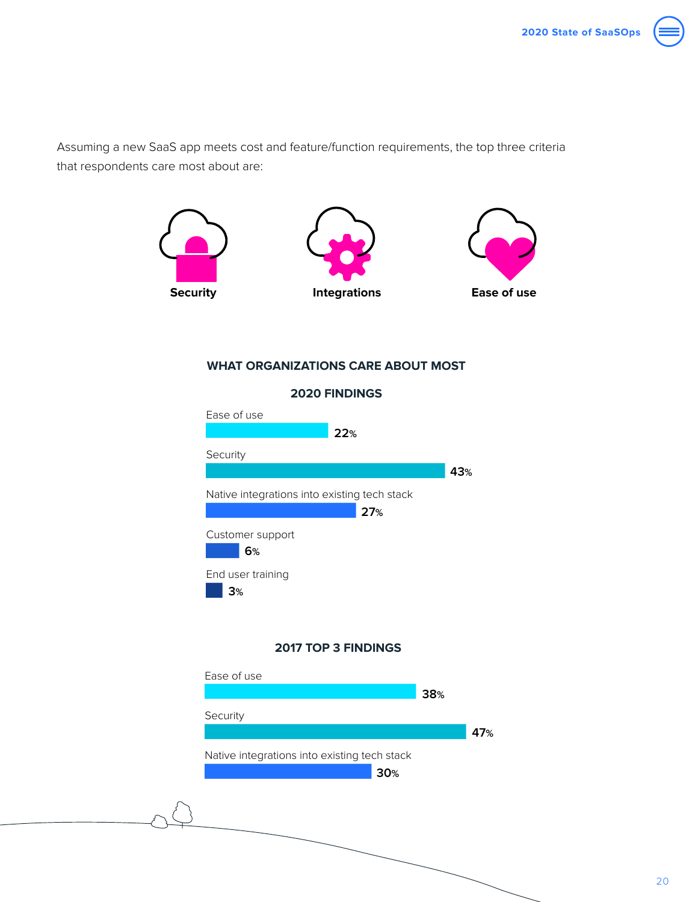Assuming a new SaaS app meets cost and feature/function requirements, the top three criteria that respondents care most about are:

**Security** | **Integrations** | **Ease of use**

### WHAT ORGANIZATIONS CARE ABOUT MOST

#### 2020 FINDINGS

| Criteria | Percentage |
|---|---|
| Ease of use | 22% |
| Security | 43% |
| Native integrations into existing tech stack | 27% |
| Customer support | 6% |
| End user training | 3% |

#### 2017 TOP 3 FINDINGS

| Criteria | Percentage |
|---|---|
| Ease of use | 38% |
| Security | 47% |
| Native integrations into existing tech stack | 30% |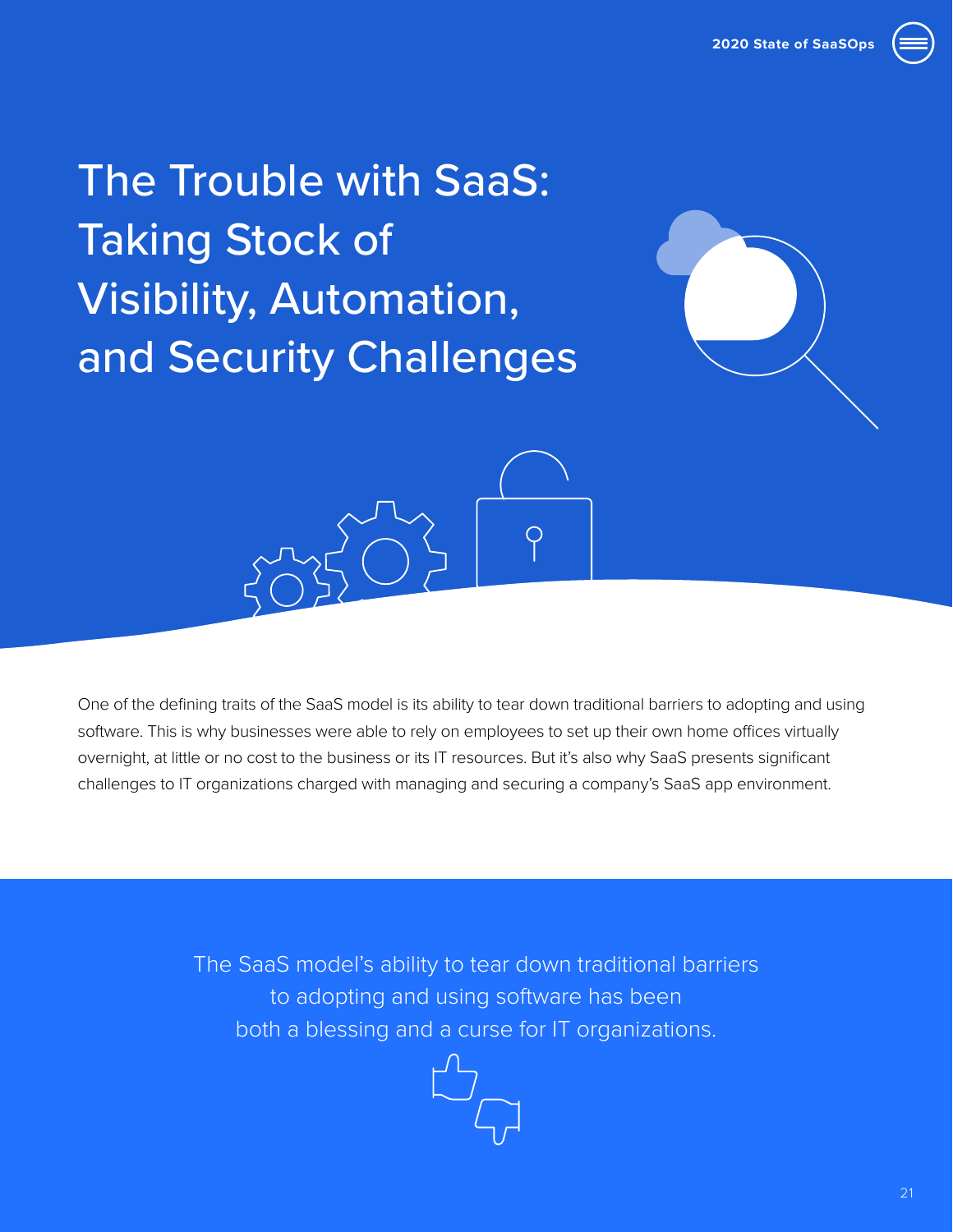# The Trouble with SaaS: Taking Stock of Visibility, Automation, and Security Challenges

One of the defining traits of the SaaS model is its ability to tear down traditional barriers to adopting and using software. This is why businesses were able to rely on employees to set up their own home offices virtually overnight, at little or no cost to the business or its IT resources. But it's also why SaaS presents significant challenges to IT organizations charged with managing and securing a company's SaaS app environment.

The SaaS model's ability to tear down traditional barriers to adopting and using software has been both a blessing and a curse for IT organizations.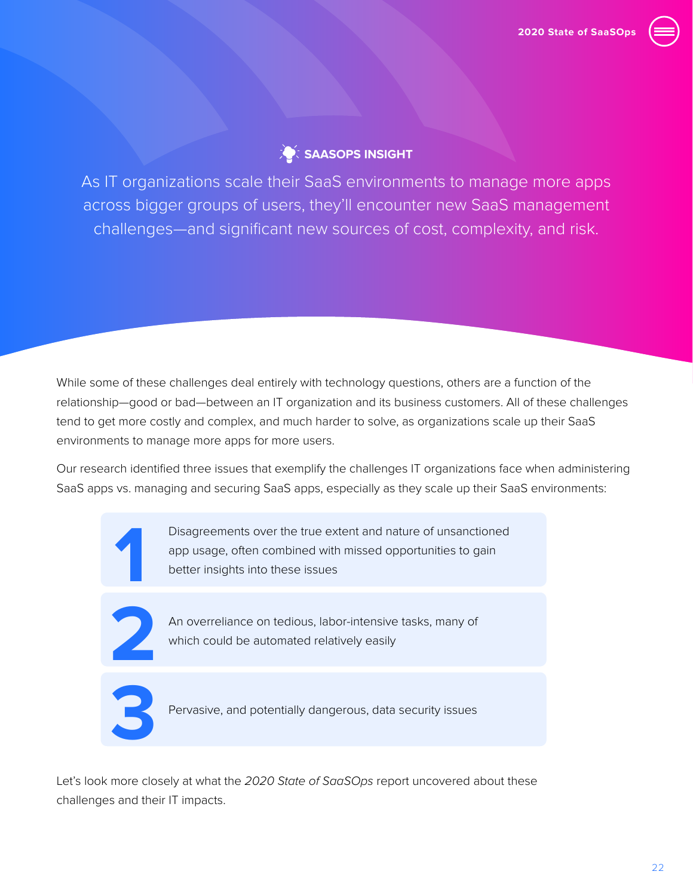**SAASOPS INSIGHT**

As IT organizations scale their SaaS environments to manage more apps across bigger groups of users, they'll encounter new SaaS management challenges—and significant new sources of cost, complexity, and risk.

While some of these challenges deal entirely with technology questions, others are a function of the relationship—good or bad—between an IT organization and its business customers. All of these challenges tend to get more costly and complex, and much harder to solve, as organizations scale up their SaaS environments to manage more apps for more users.

Our research identified three issues that exemplify the challenges IT organizations face when administering SaaS apps vs. managing and securing SaaS apps, especially as they scale up their SaaS environments:

1. Disagreements over the true extent and nature of unsanctioned app usage, often combined with missed opportunities to gain better insights into these issues
2. An overreliance on tedious, labor-intensive tasks, many of which could be automated relatively easily
3. Pervasive, and potentially dangerous, data security issues

Let's look more closely at what the *2020 State of SaaSOps* report uncovered about these challenges and their IT impacts.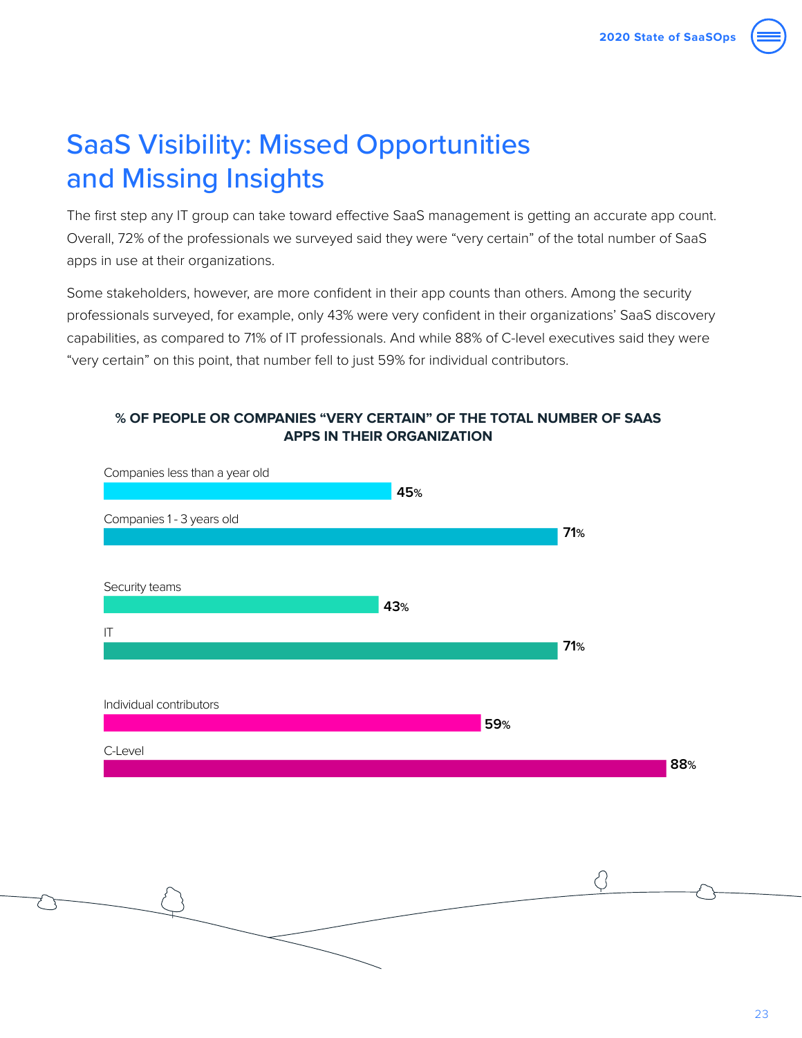# SaaS Visibility: Missed Opportunities and Missing Insights

The first step any IT group can take toward effective SaaS management is getting an accurate app count. Overall, 72% of the professionals we surveyed said they were "very certain" of the total number of SaaS apps in use at their organizations.

Some stakeholders, however, are more confident in their app counts than others. Among the security professionals surveyed, for example, only 43% were very confident in their organizations' SaaS discovery capabilities, as compared to 71% of IT professionals. And while 88% of C-level executives said they were "very certain" on this point, that number fell to just 59% for individual contributors.

**% OF PEOPLE OR COMPANIES "VERY CERTAIN" OF THE TOTAL NUMBER OF SAAS APPS IN THEIR ORGANIZATION**

| Group | % |
| --- | --- |
| Companies less than a year old | 45% |
| Companies 1 - 3 years old | 71% |
| Security teams | 43% |
| IT | 71% |
| Individual contributors | 59% |
| C-Level | 88% |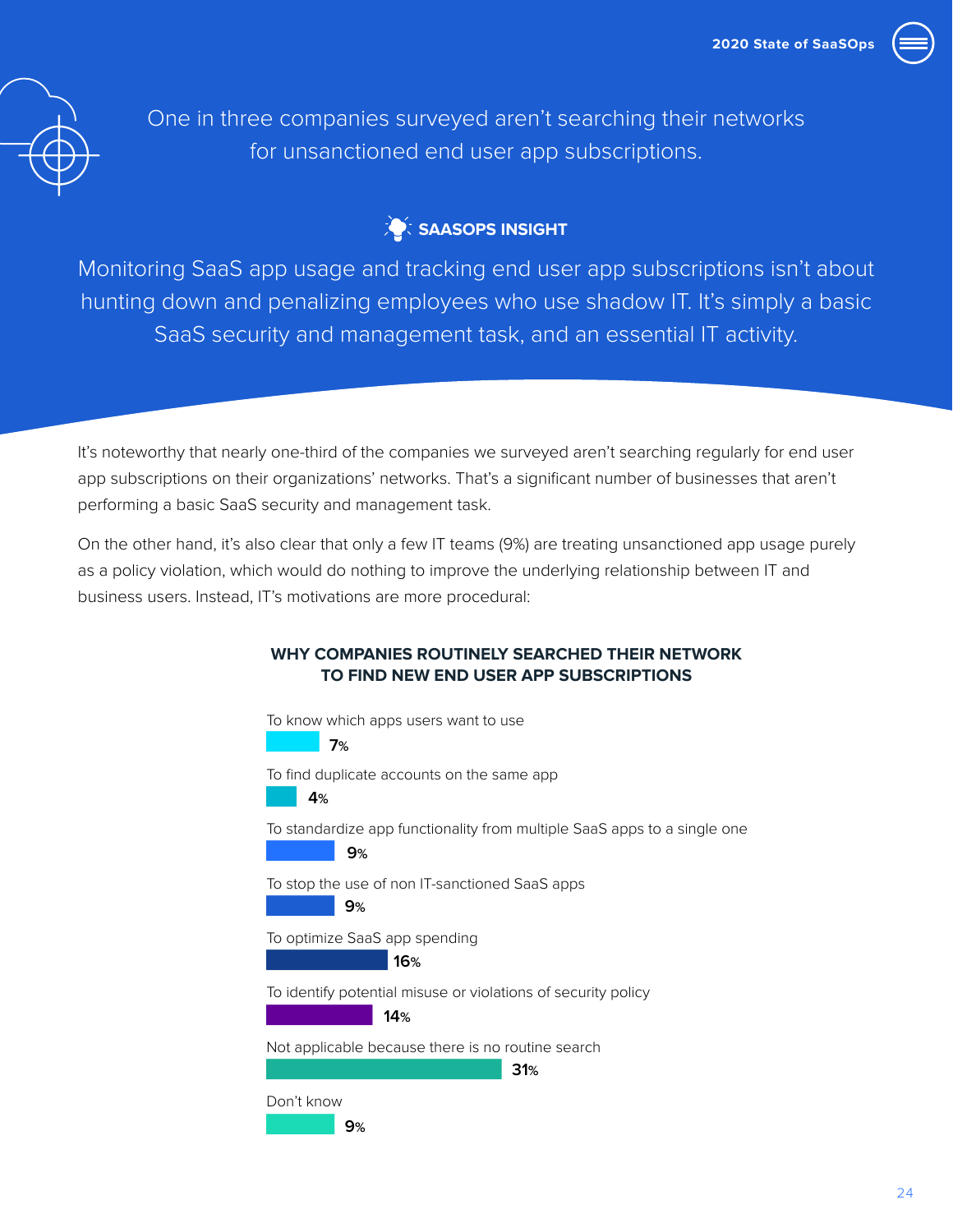One in three companies surveyed aren't searching their networks for unsanctioned end user app subscriptions.

### SAASOPS INSIGHT

Monitoring SaaS app usage and tracking end user app subscriptions isn't about hunting down and penalizing employees who use shadow IT. It's simply a basic SaaS security and management task, and an essential IT activity.

It's noteworthy that nearly one-third of the companies we surveyed aren't searching regularly for end user app subscriptions on their organizations' networks. That's a significant number of businesses that aren't performing a basic SaaS security and management task.

On the other hand, it's also clear that only a few IT teams (9%) are treating unsanctioned app usage purely as a policy violation, which would do nothing to improve the underlying relationship between IT and business users. Instead, IT's motivations are more procedural:

**WHY COMPANIES ROUTINELY SEARCHED THEIR NETWORK TO FIND NEW END USER APP SUBSCRIPTIONS**

| Reason | Percentage |
|---|---|
| To know which apps users want to use | 7% |
| To find duplicate accounts on the same app | 4% |
| To standardize app functionality from multiple SaaS apps to a single one | 9% |
| To stop the use of non IT-sanctioned SaaS apps | 9% |
| To optimize SaaS app spending | 16% |
| To identify potential misuse or violations of security policy | 14% |
| Not applicable because there is no routine search | 31% |
| Don't know | 9% |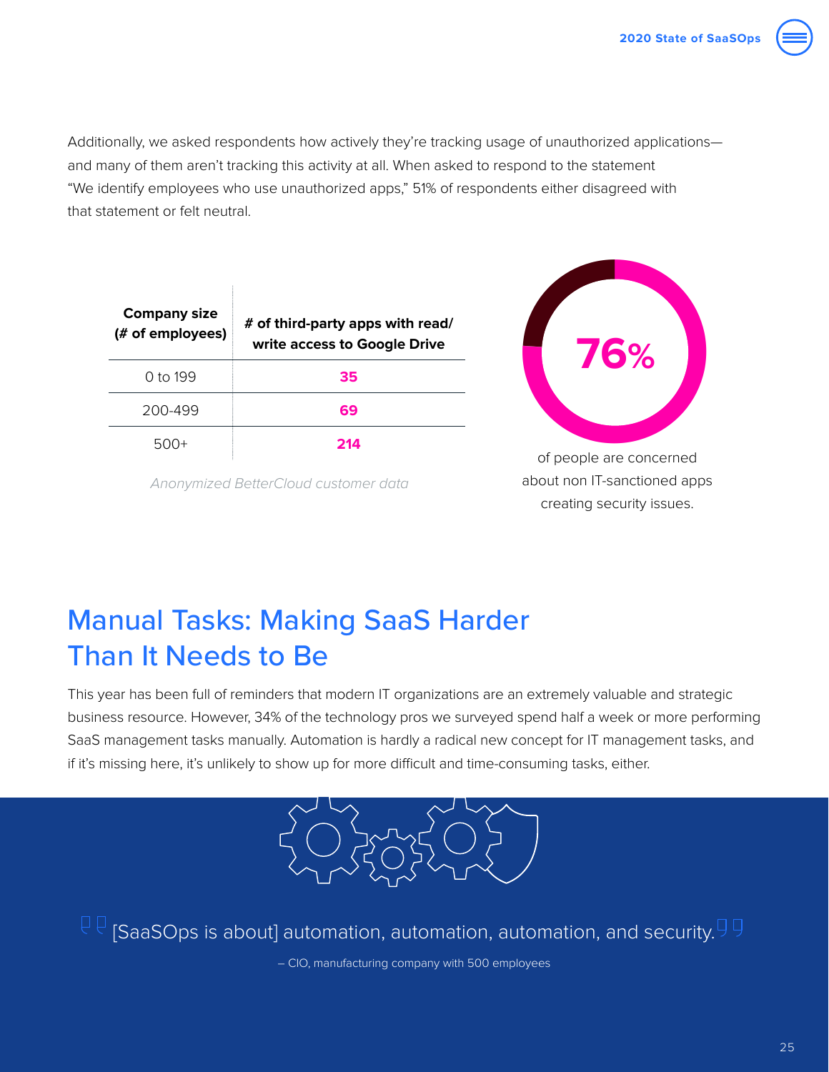Additionally, we asked respondents how actively they're tracking usage of unauthorized applications—and many of them aren't tracking this activity at all. When asked to respond to the statement "We identify employees who use unauthorized apps," 51% of respondents either disagreed with that statement or felt neutral.

| Company size (# of employees) | # of third-party apps with read/ write access to Google Drive |
|---|---|
| 0 to 199 | **35** |
| 200-499 | **69** |
| 500+ | **214** |

*Anonymized BetterCloud customer data*

**76%**

of people are concerned about non IT-sanctioned apps creating security issues.

## Manual Tasks: Making SaaS Harder Than It Needs to Be

This year has been full of reminders that modern IT organizations are an extremely valuable and strategic business resource. However, 34% of the technology pros we surveyed spend half a week or more performing SaaS management tasks manually. Automation is hardly a radical new concept for IT management tasks, and if it's missing here, it's unlikely to show up for more difficult and time-consuming tasks, either.

> "[SaaSOps is about] automation, automation, automation, and security."
>
> – CIO, manufacturing company with 500 employees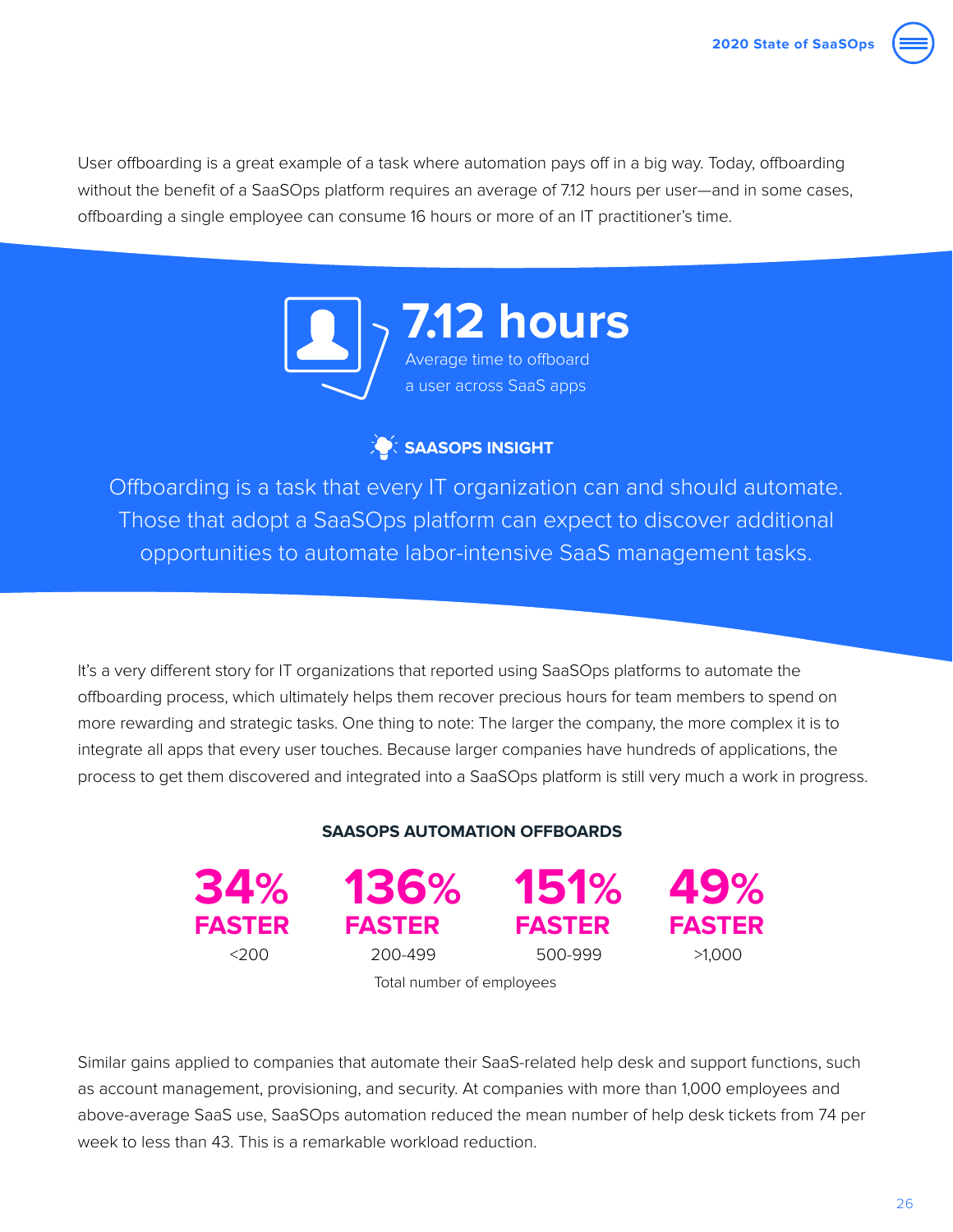User offboarding is a great example of a task where automation pays off in a big way. Today, offboarding without the benefit of a SaaSOps platform requires an average of 7.12 hours per user—and in some cases, offboarding a single employee can consume 16 hours or more of an IT practitioner's time.

**7.12 hours**

Average time to offboard a user across SaaS apps

**SAASOPS INSIGHT**

Offboarding is a task that every IT organization can and should automate. Those that adopt a SaaSOps platform can expect to discover additional opportunities to automate labor-intensive SaaS management tasks.

It's a very different story for IT organizations that reported using SaaSOps platforms to automate the offboarding process, which ultimately helps them recover precious hours for team members to spend on more rewarding and strategic tasks. One thing to note: The larger the company, the more complex it is to integrate all apps that every user touches. Because larger companies have hundreds of applications, the process to get them discovered and integrated into a SaaSOps platform is still very much a work in progress.

**SAASOPS AUTOMATION OFFBOARDS**

| Total number of employees | <200 | 200-499 | 500-999 | >1,000 |
|---|---|---|---|---|
| | 34% FASTER | 136% FASTER | 151% FASTER | 49% FASTER |

Similar gains applied to companies that automate their SaaS-related help desk and support functions, such as account management, provisioning, and security. At companies with more than 1,000 employees and above-average SaaS use, SaaSOps automation reduced the mean number of help desk tickets from 74 per week to less than 43. This is a remarkable workload reduction.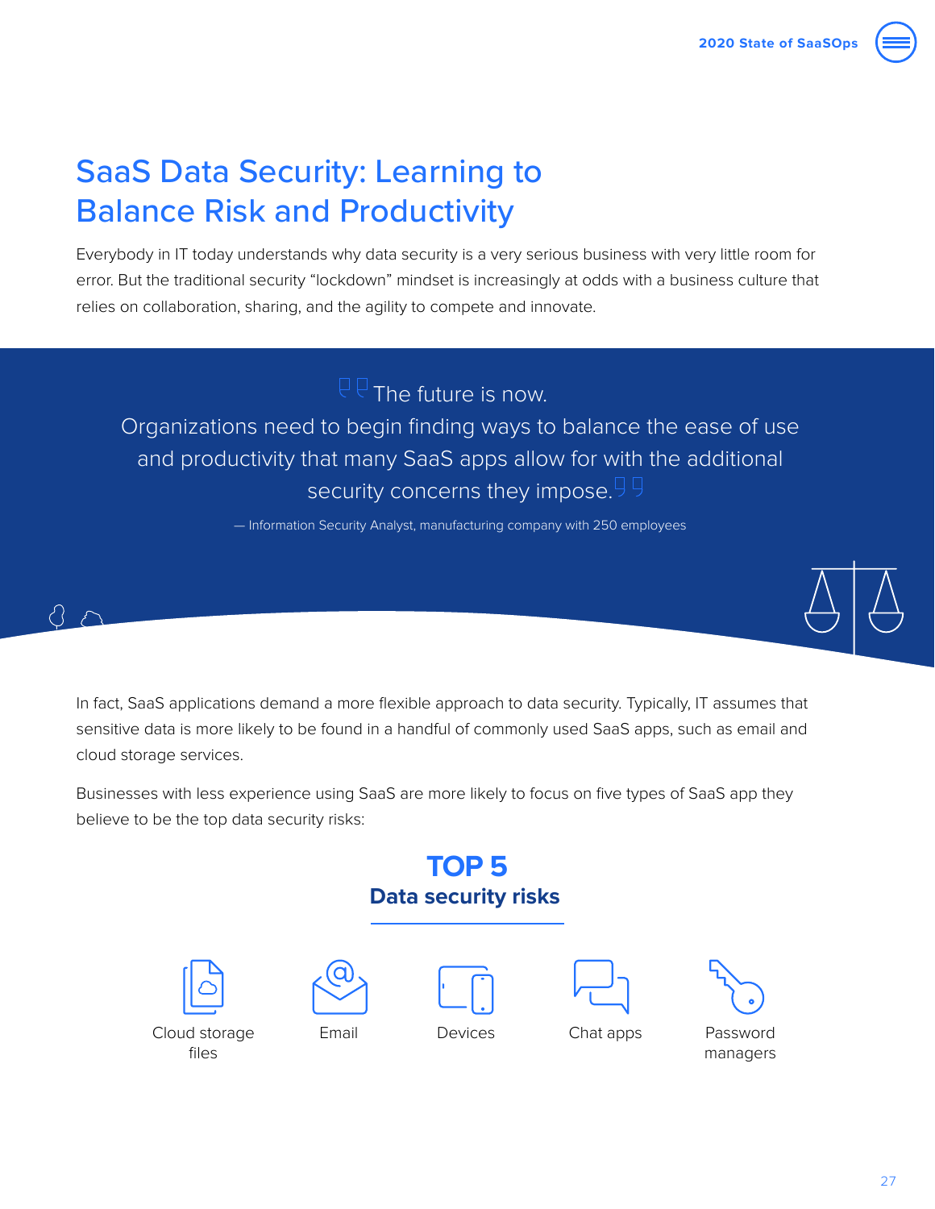# SaaS Data Security: Learning to Balance Risk and Productivity

Everybody in IT today understands why data security is a very serious business with very little room for error. But the traditional security “lockdown” mindset is increasingly at odds with a business culture that relies on collaboration, sharing, and the agility to compete and innovate.

> “The future is now. Organizations need to begin finding ways to balance the ease of use and productivity that many SaaS apps allow for with the additional security concerns they impose.”
>
> — Information Security Analyst, manufacturing company with 250 employees

In fact, SaaS applications demand a more flexible approach to data security. Typically, IT assumes that sensitive data is more likely to be found in a handful of commonly used SaaS apps, such as email and cloud storage services.

Businesses with less experience using SaaS are more likely to focus on five types of SaaS app they believe to be the top data security risks:

## TOP 5

### Data security risks

- Cloud storage files
- Email
- Devices
- Chat apps
- Password managers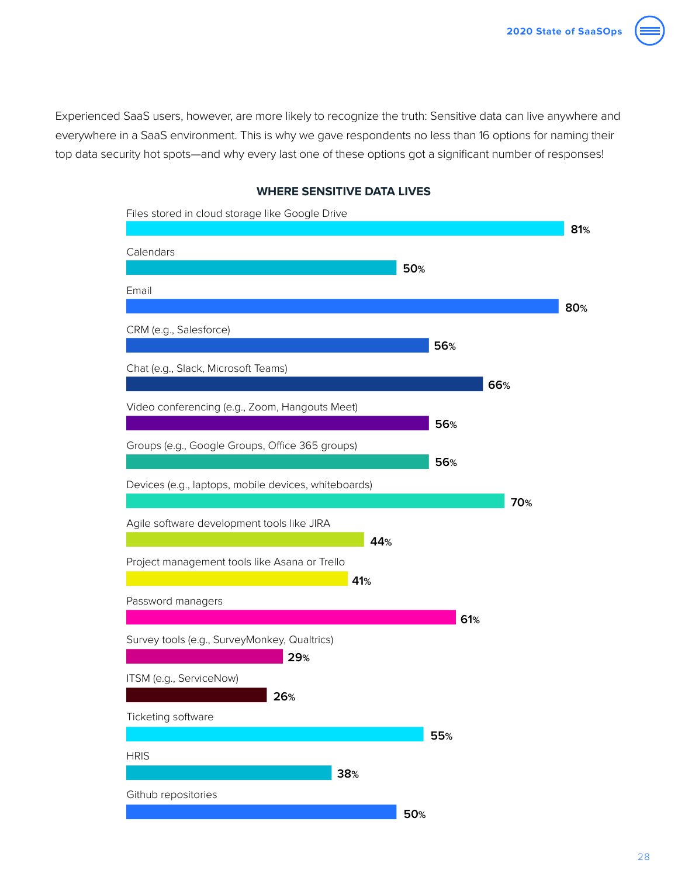Experienced SaaS users, however, are more likely to recognize the truth: Sensitive data can live anywhere and everywhere in a SaaS environment. This is why we gave respondents no less than 16 options for naming their top data security hot spots—and why every last one of these options got a significant number of responses!

### WHERE SENSITIVE DATA LIVES

| Location | Percentage |
| --- | --- |
| Files stored in cloud storage like Google Drive | 81% |
| Calendars | 50% |
| Email | 80% |
| CRM (e.g., Salesforce) | 56% |
| Chat (e.g., Slack, Microsoft Teams) | 66% |
| Video conferencing (e.g., Zoom, Hangouts Meet) | 56% |
| Groups (e.g., Google Groups, Office 365 groups) | 56% |
| Devices (e.g., laptops, mobile devices, whiteboards) | 70% |
| Agile software development tools like JIRA | 44% |
| Project management tools like Asana or Trello | 41% |
| Password managers | 61% |
| Survey tools (e.g., SurveyMonkey, Qualtrics) | 29% |
| ITSM (e.g., ServiceNow) | 26% |
| Ticketing software | 55% |
| HRIS | 38% |
| Github repositories | 50% |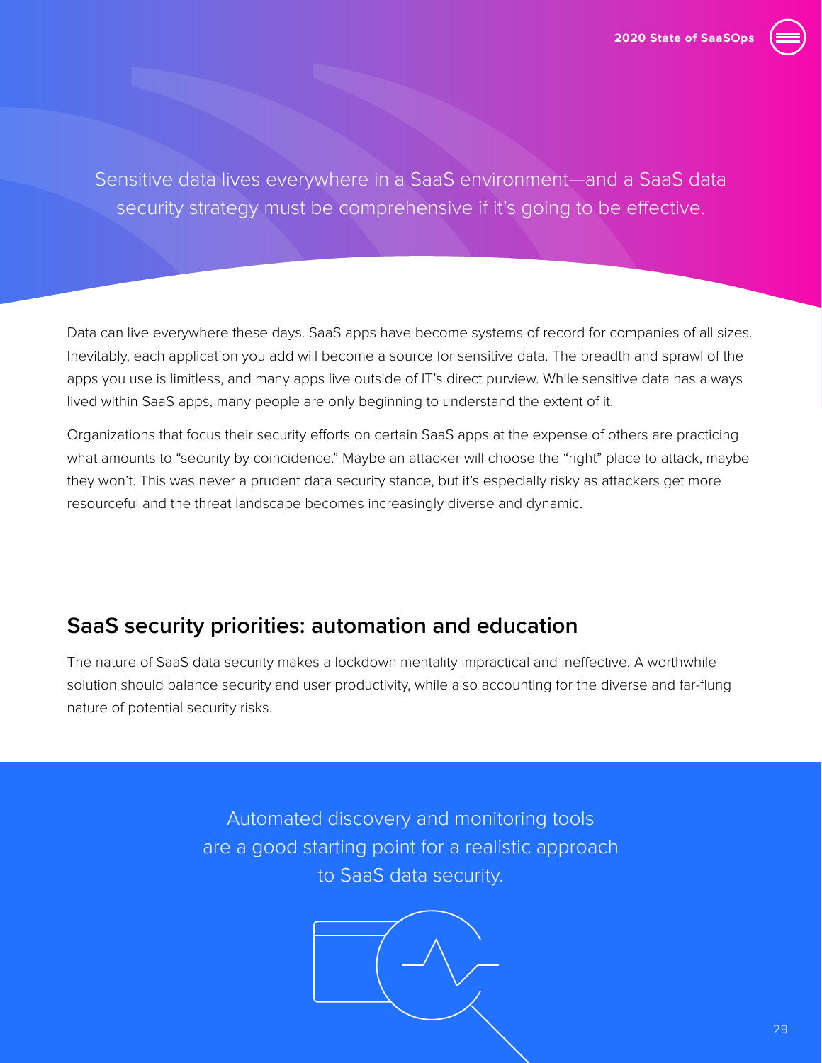Sensitive data lives everywhere in a SaaS environment—and a SaaS data security strategy must be comprehensive if it's going to be effective.

Data can live everywhere these days. SaaS apps have become systems of record for companies of all sizes. Inevitably, each application you add will become a source for sensitive data. The breadth and sprawl of the apps you use is limitless, and many apps live outside of IT's direct purview. While sensitive data has always lived within SaaS apps, many people are only beginning to understand the extent of it.

Organizations that focus their security efforts on certain SaaS apps at the expense of others are practicing what amounts to "security by coincidence." Maybe an attacker will choose the "right" place to attack, maybe they won't. This was never a prudent data security stance, but it's especially risky as attackers get more resourceful and the threat landscape becomes increasingly diverse and dynamic.

## SaaS security priorities: automation and education

The nature of SaaS data security makes a lockdown mentality impractical and ineffective. A worthwhile solution should balance security and user productivity, while also accounting for the diverse and far-flung nature of potential security risks.

Automated discovery and monitoring tools are a good starting point for a realistic approach to SaaS data security.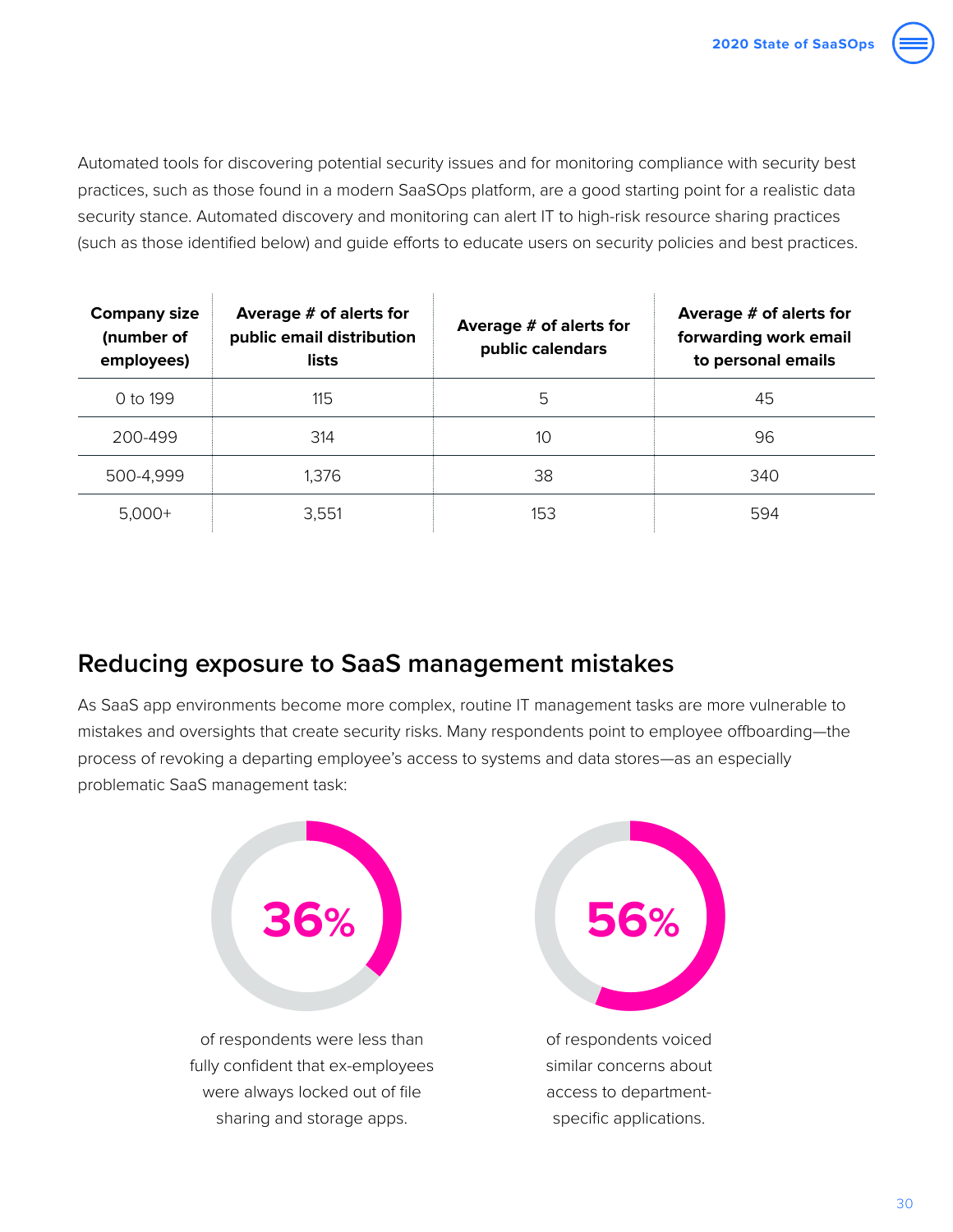Automated tools for discovering potential security issues and for monitoring compliance with security best practices, such as those found in a modern SaaSOps platform, are a good starting point for a realistic data security stance. Automated discovery and monitoring can alert IT to high-risk resource sharing practices (such as those identified below) and guide efforts to educate users on security policies and best practices.

| Company size (number of employees) | Average # of alerts for public email distribution lists | Average # of alerts for public calendars | Average # of alerts for forwarding work email to personal emails |
|---|---|---|---|
| 0 to 199 | 115 | 5 | 45 |
| 200-499 | 314 | 10 | 96 |
| 500-4,999 | 1,376 | 38 | 340 |
| 5,000+ | 3,551 | 153 | 594 |

## Reducing exposure to SaaS management mistakes

As SaaS app environments become more complex, routine IT management tasks are more vulnerable to mistakes and oversights that create security risks. Many respondents point to employee offboarding—the process of revoking a departing employee's access to systems and data stores—as an especially problematic SaaS management task:

**36%**

of respondents were less than fully confident that ex-employees were always locked out of file sharing and storage apps.

**56%**

of respondents voiced similar concerns about access to department-specific applications.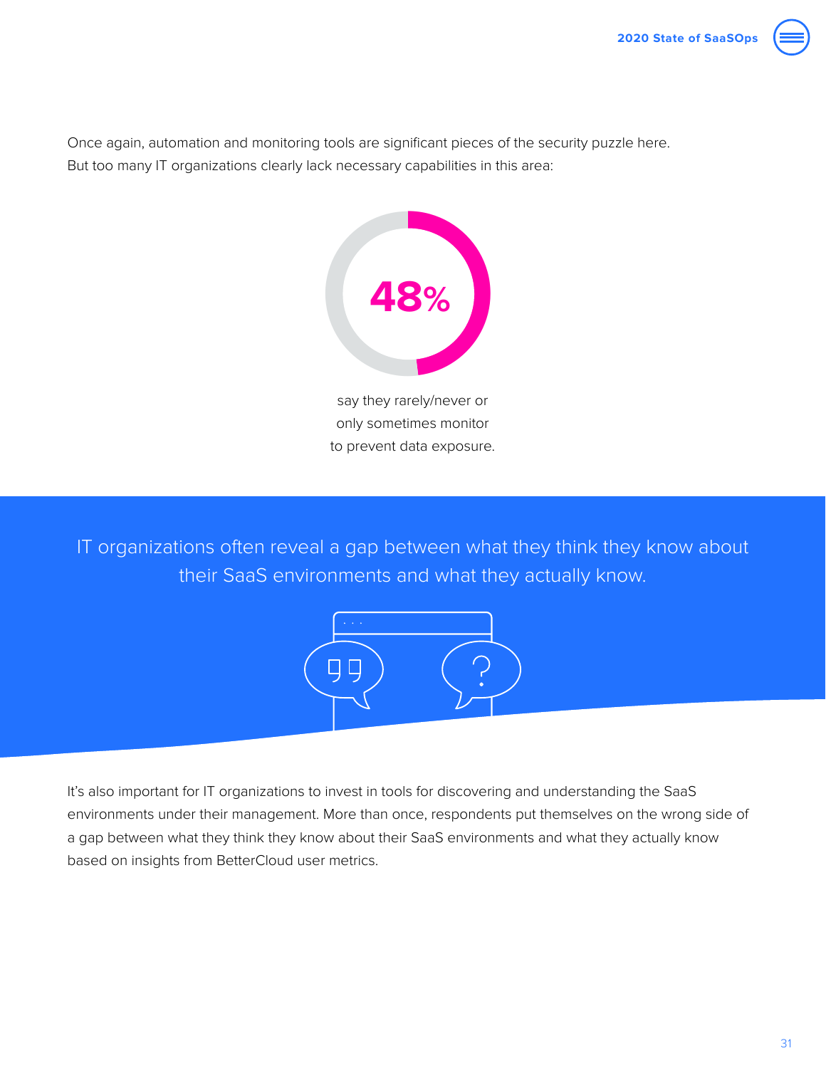Once again, automation and monitoring tools are significant pieces of the security puzzle here. But too many IT organizations clearly lack necessary capabilities in this area:

**48%**

say they rarely/never or only sometimes monitor to prevent data exposure.

IT organizations often reveal a gap between what they think they know about their SaaS environments and what they actually know.

It's also important for IT organizations to invest in tools for discovering and understanding the SaaS environments under their management. More than once, respondents put themselves on the wrong side of a gap between what they think they know about their SaaS environments and what they actually know based on insights from BetterCloud user metrics.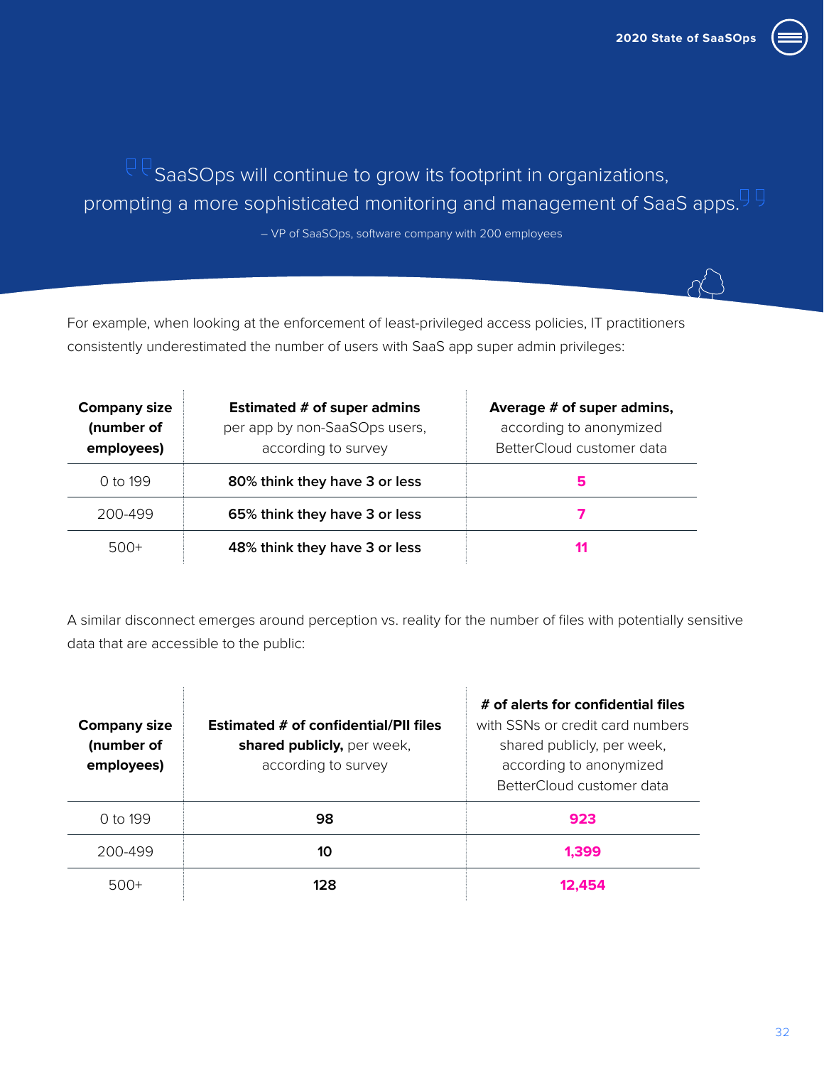> SaaSOps will continue to grow its footprint in organizations, prompting a more sophisticated monitoring and management of SaaS apps.
>
> – VP of SaaSOps, software company with 200 employees

For example, when looking at the enforcement of least-privileged access policies, IT practitioners consistently underestimated the number of users with SaaS app super admin privileges:

| **Company size (number of employees)** | **Estimated # of super admins** per app by non-SaaSOps users, according to survey | **Average # of super admins,** according to anonymized BetterCloud customer data |
|---|---|---|
| 0 to 199 | **80% think they have 3 or less** | **5** |
| 200-499 | **65% think they have 3 or less** | **7** |
| 500+ | **48% think they have 3 or less** | **11** |

A similar disconnect emerges around perception vs. reality for the number of files with potentially sensitive data that are accessible to the public:

| **Company size (number of employees)** | **Estimated # of confidential/PII files shared publicly,** per week, according to survey | **# of alerts for confidential files** with SSNs or credit card numbers shared publicly, per week, according to anonymized BetterCloud customer data |
|---|---|---|
| 0 to 199 | **98** | **923** |
| 200-499 | **10** | **1,399** |
| 500+ | **128** | **12,454** |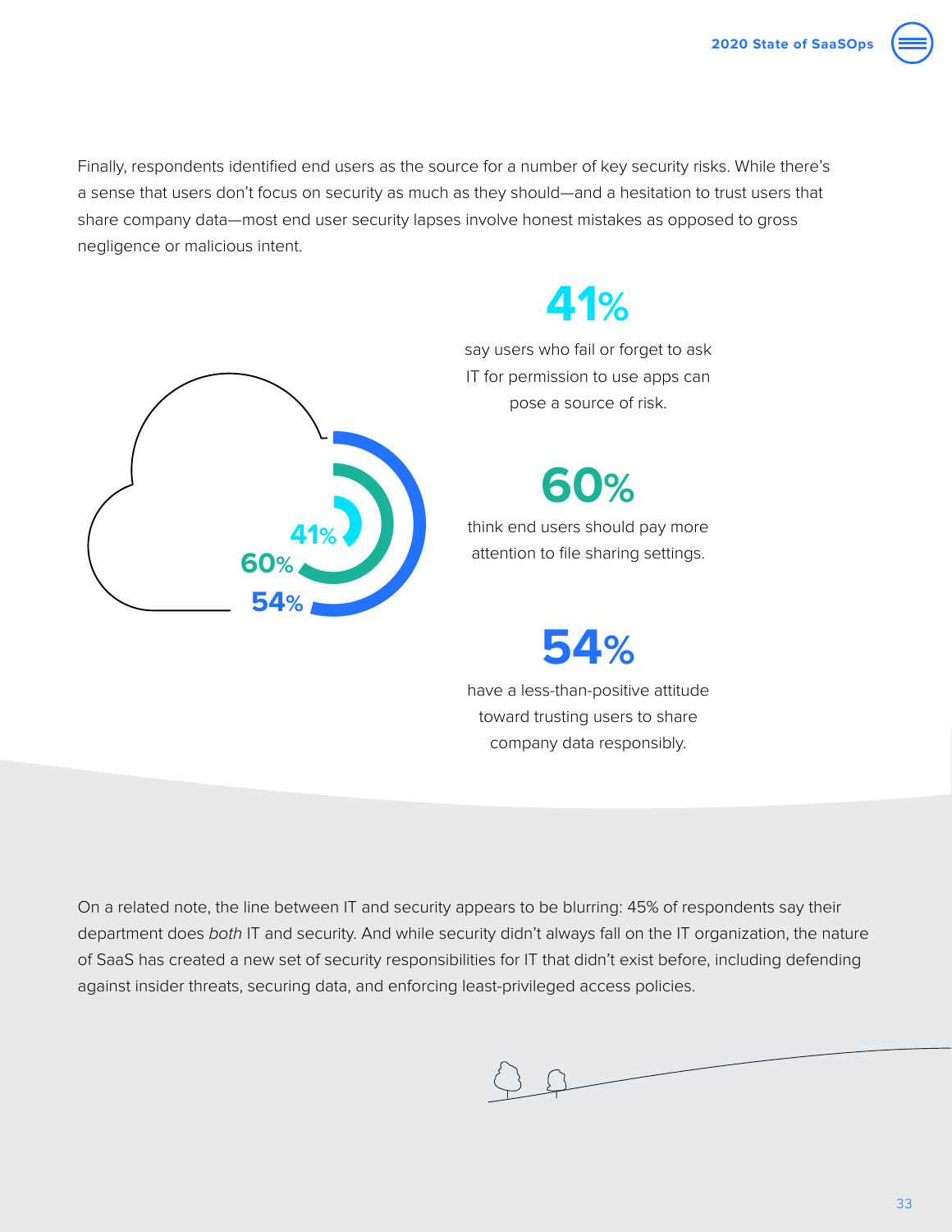Finally, respondents identified end users as the source for a number of key security risks. While there's a sense that users don't focus on security as much as they should—and a hesitation to trust users that share company data—most end user security lapses involve honest mistakes as opposed to gross negligence or malicious intent.

**41%**

say users who fail or forget to ask IT for permission to use apps can pose a source of risk.

**60%**

think end users should pay more attention to file sharing settings.

**54%**

have a less-than-positive attitude toward trusting users to share company data responsibly.

On a related note, the line between IT and security appears to be blurring: 45% of respondents say their department does *both* IT and security. And while security didn't always fall on the IT organization, the nature of SaaS has created a new set of security responsibilities for IT that didn't exist before, including defending against insider threats, securing data, and enforcing least-privileged access policies.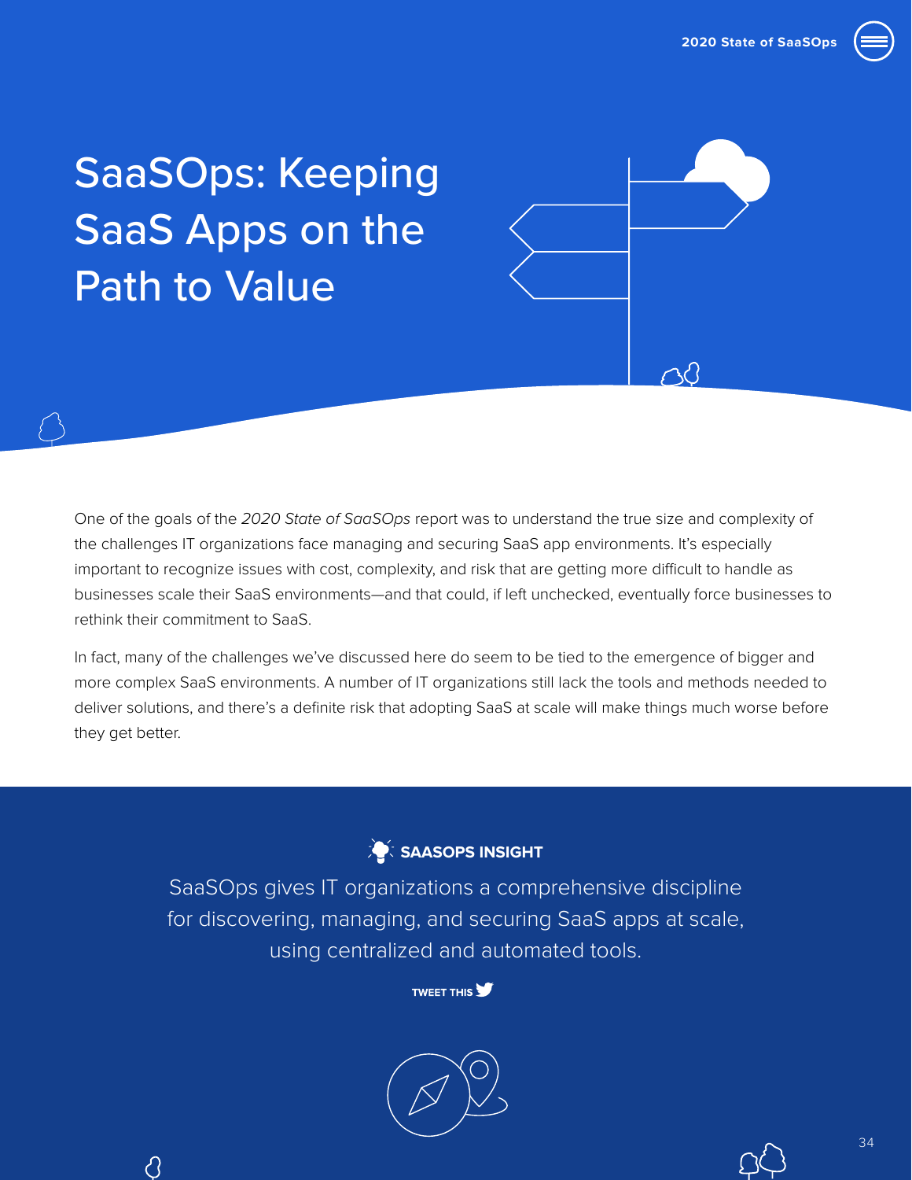# SaaSOps: Keeping SaaS Apps on the Path to Value

One of the goals of the *2020 State of SaaSOps* report was to understand the true size and complexity of the challenges IT organizations face managing and securing SaaS app environments. It's especially important to recognize issues with cost, complexity, and risk that are getting more difficult to handle as businesses scale their SaaS environments—and that could, if left unchecked, eventually force businesses to rethink their commitment to SaaS.

In fact, many of the challenges we've discussed here do seem to be tied to the emergence of bigger and more complex SaaS environments. A number of IT organizations still lack the tools and methods needed to deliver solutions, and there's a definite risk that adopting SaaS at scale will make things much worse before they get better.

**SAASOPS INSIGHT**

SaaSOps gives IT organizations a comprehensive discipline for discovering, managing, and securing SaaS apps at scale, using centralized and automated tools.

TWEET THIS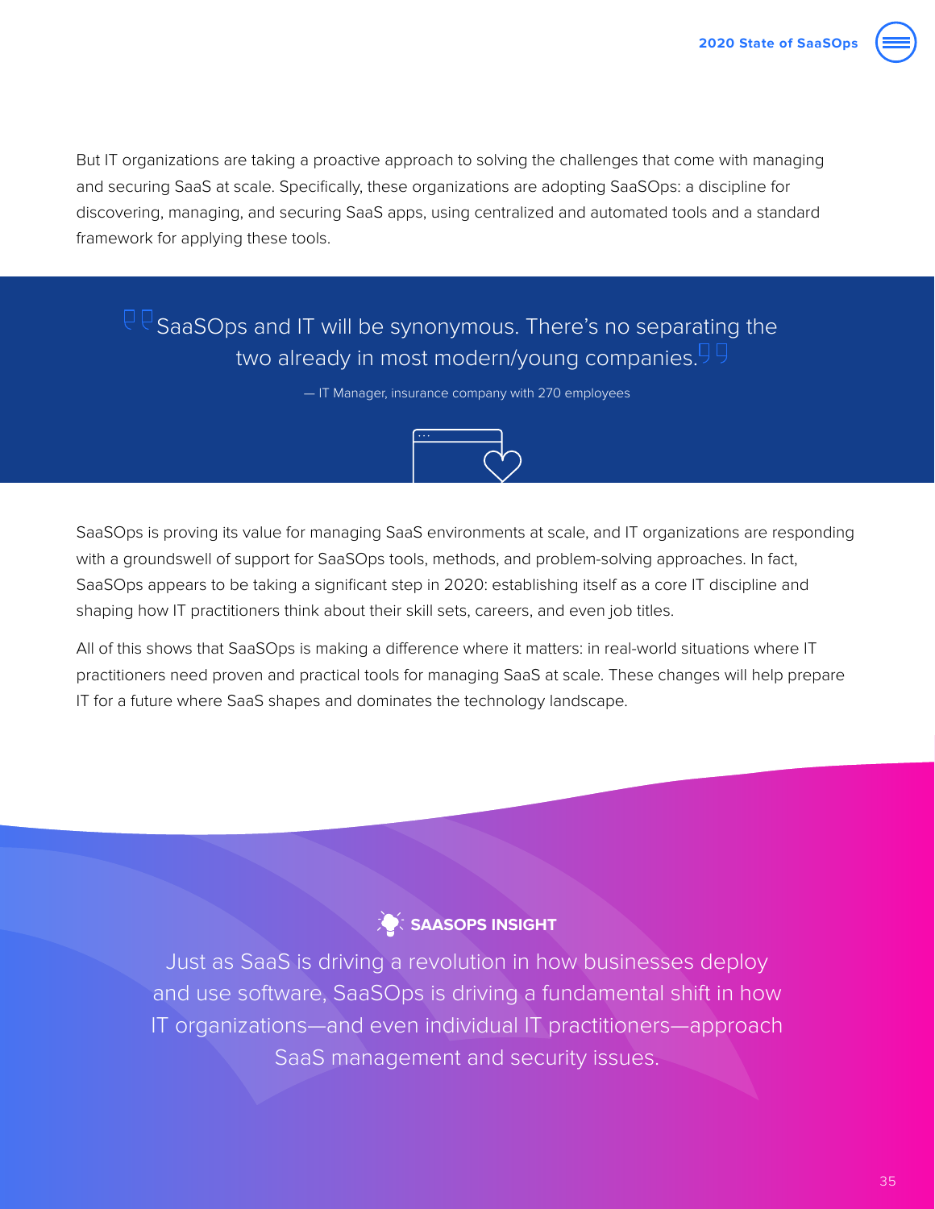But IT organizations are taking a proactive approach to solving the challenges that come with managing and securing SaaS at scale. Specifically, these organizations are adopting SaaSOps: a discipline for discovering, managing, and securing SaaS apps, using centralized and automated tools and a standard framework for applying these tools.

> "SaaSOps and IT will be synonymous. There's no separating the two already in most modern/young companies."
>
> — IT Manager, insurance company with 270 employees

SaaSOps is proving its value for managing SaaS environments at scale, and IT organizations are responding with a groundswell of support for SaaSOps tools, methods, and problem-solving approaches. In fact, SaaSOps appears to be taking a significant step in 2020: establishing itself as a core IT discipline and shaping how IT practitioners think about their skill sets, careers, and even job titles.

All of this shows that SaaSOps is making a difference where it matters: in real-world situations where IT practitioners need proven and practical tools for managing SaaS at scale. These changes will help prepare IT for a future where SaaS shapes and dominates the technology landscape.

**SAASOPS INSIGHT**

Just as SaaS is driving a revolution in how businesses deploy and use software, SaaSOps is driving a fundamental shift in how IT organizations—and even individual IT practitioners—approach SaaS management and security issues.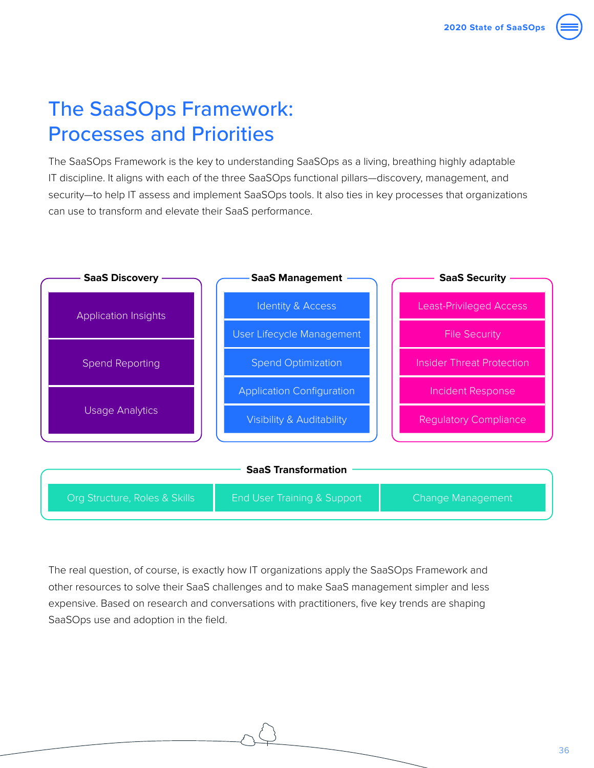# The SaaSOps Framework: Processes and Priorities

The SaaSOps Framework is the key to understanding SaaSOps as a living, breathing highly adaptable IT discipline. It aligns with each of the three SaaSOps functional pillars—discovery, management, and security—to help IT assess and implement SaaSOps tools. It also ties in key processes that organizations can use to transform and elevate their SaaS performance.

**SaaS Discovery**

- Application Insights
- Spend Reporting
- Usage Analytics

**SaaS Management**

- Identity & Access
- User Lifecycle Management
- Spend Optimization
- Application Configuration
- Visibility & Auditability

**SaaS Security**

- Least-Privileged Access
- File Security
- Insider Threat Protection
- Incident Response
- Regulatory Compliance

**SaaS Transformation**

- Org Structure, Roles & Skills
- End User Training & Support
- Change Management

The real question, of course, is exactly how IT organizations apply the SaaSOps Framework and other resources to solve their SaaS challenges and to make SaaS management simpler and less expensive. Based on research and conversations with practitioners, five key trends are shaping SaaSOps use and adoption in the field.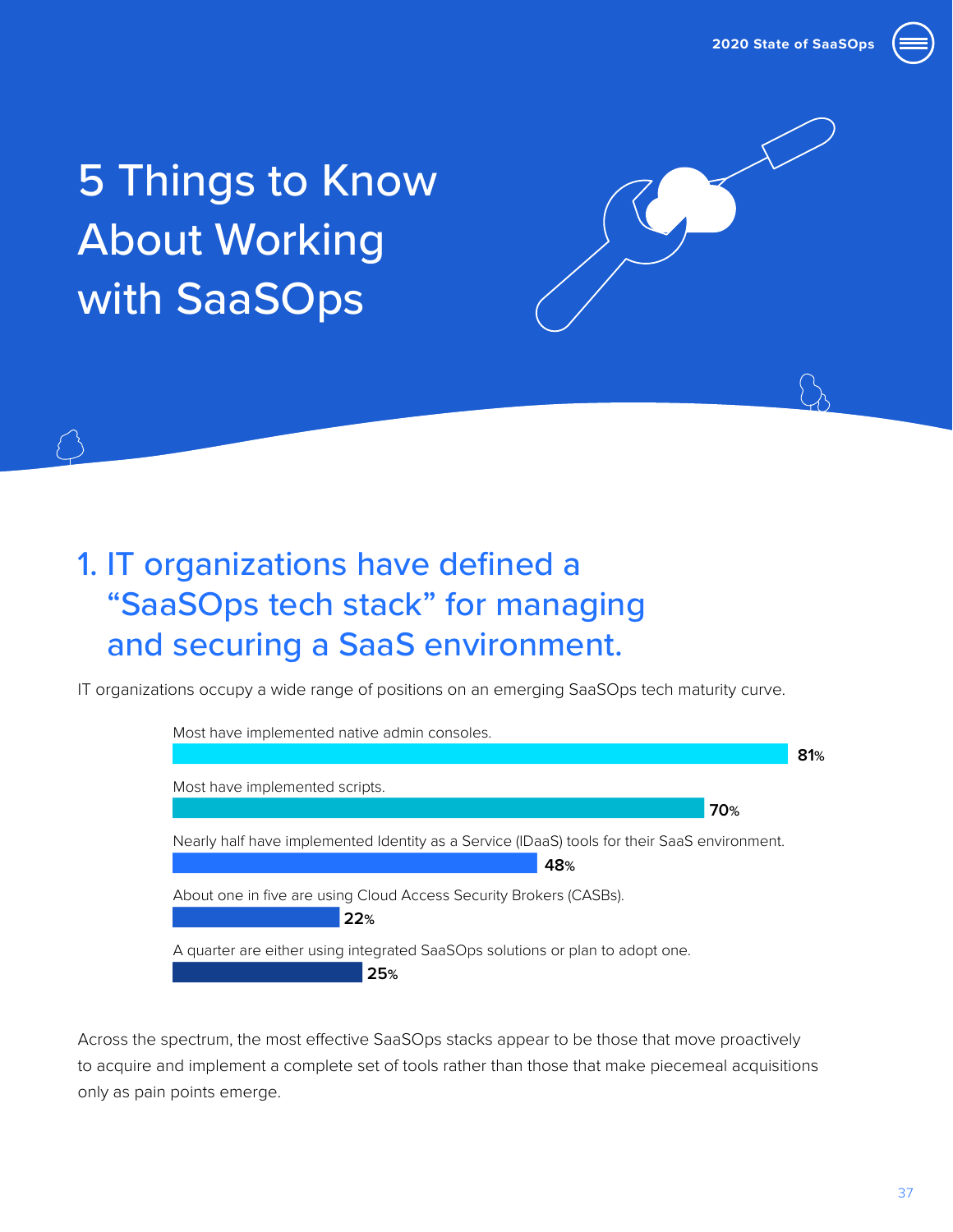# 5 Things to Know About Working with SaaSOps

## 1. IT organizations have defined a "SaaSOps tech stack" for managing and securing a SaaS environment.

IT organizations occupy a wide range of positions on an emerging SaaSOps tech maturity curve.

Most have implemented native admin consoles.
**81%**

Most have implemented scripts.
**70%**

Nearly half have implemented Identity as a Service (IDaaS) tools for their SaaS environment.
**48%**

About one in five are using Cloud Access Security Brokers (CASBs).
**22%**

A quarter are either using integrated SaaSOps solutions or plan to adopt one.
**25%**

Across the spectrum, the most effective SaaSOps stacks appear to be those that move proactively to acquire and implement a complete set of tools rather than those that make piecemeal acquisitions only as pain points emerge.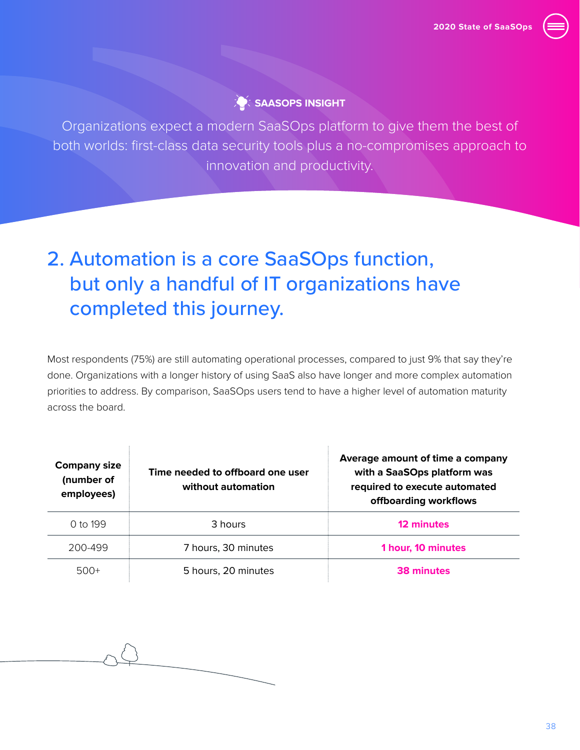**SAASOPS INSIGHT**

Organizations expect a modern SaaSOps platform to give them the best of both worlds: first-class data security tools plus a no-compromises approach to innovation and productivity.

## 2. Automation is a core SaaSOps function, but only a handful of IT organizations have completed this journey.

Most respondents (75%) are still automating operational processes, compared to just 9% that say they're done. Organizations with a longer history of using SaaS also have longer and more complex automation priorities to address. By comparison, SaaSOps users tend to have a higher level of automation maturity across the board.

| Company size (number of employees) | Time needed to offboard one user without automation | Average amount of time a company with a SaaSOps platform was required to execute automated offboarding workflows |
|---|---|---|
| 0 to 199 | 3 hours | **12 minutes** |
| 200-499 | 7 hours, 30 minutes | **1 hour, 10 minutes** |
| 500+ | 5 hours, 20 minutes | **38 minutes** |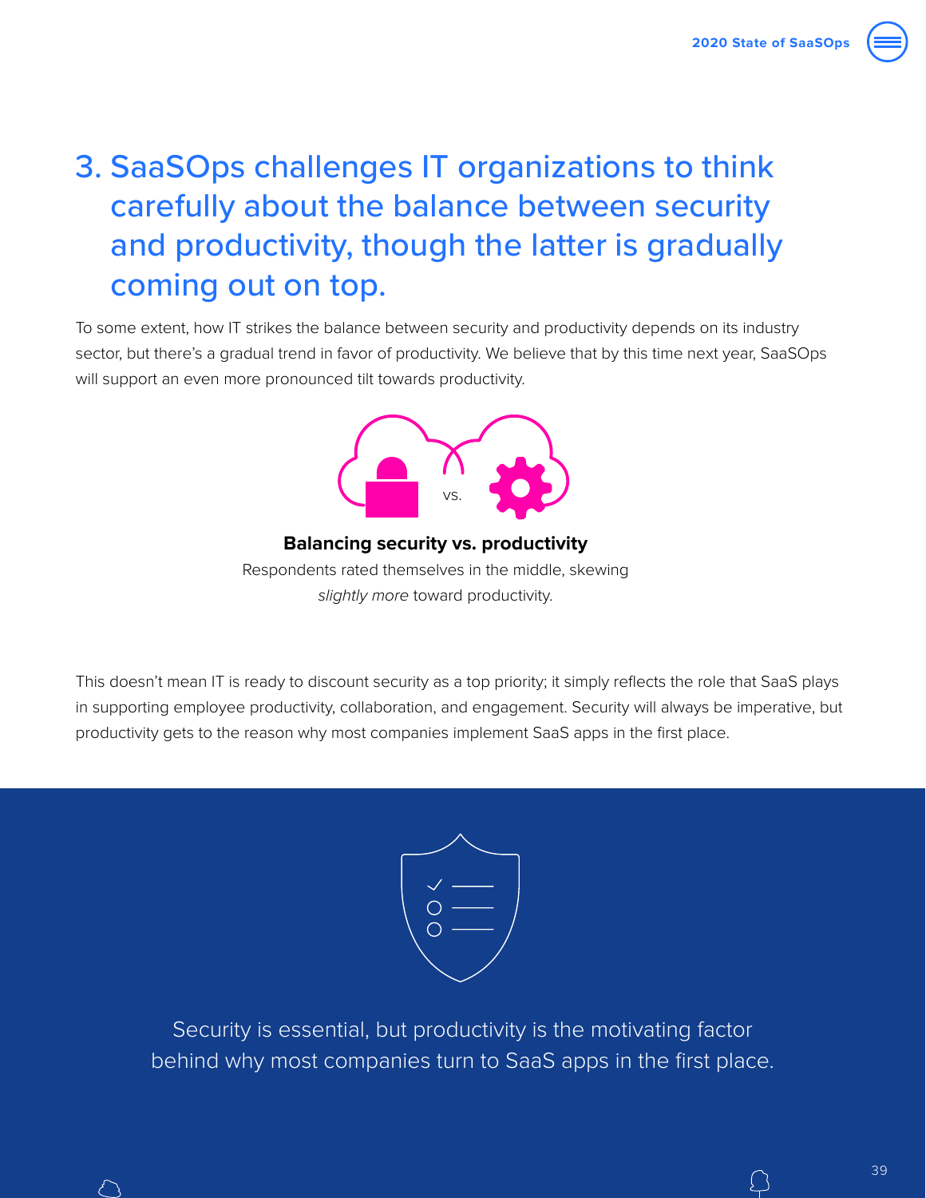## 3. SaaSOps challenges IT organizations to think carefully about the balance between security and productivity, though the latter is gradually coming out on top.

To some extent, how IT strikes the balance between security and productivity depends on its industry sector, but there's a gradual trend in favor of productivity. We believe that by this time next year, SaaSOps will support an even more pronounced tilt towards productivity.

vs.

**Balancing security vs. productivity**

Respondents rated themselves in the middle, skewing *slightly more* toward productivity.

This doesn't mean IT is ready to discount security as a top priority; it simply reflects the role that SaaS plays in supporting employee productivity, collaboration, and engagement. Security will always be imperative, but productivity gets to the reason why most companies implement SaaS apps in the first place.

Security is essential, but productivity is the motivating factor behind why most companies turn to SaaS apps in the first place.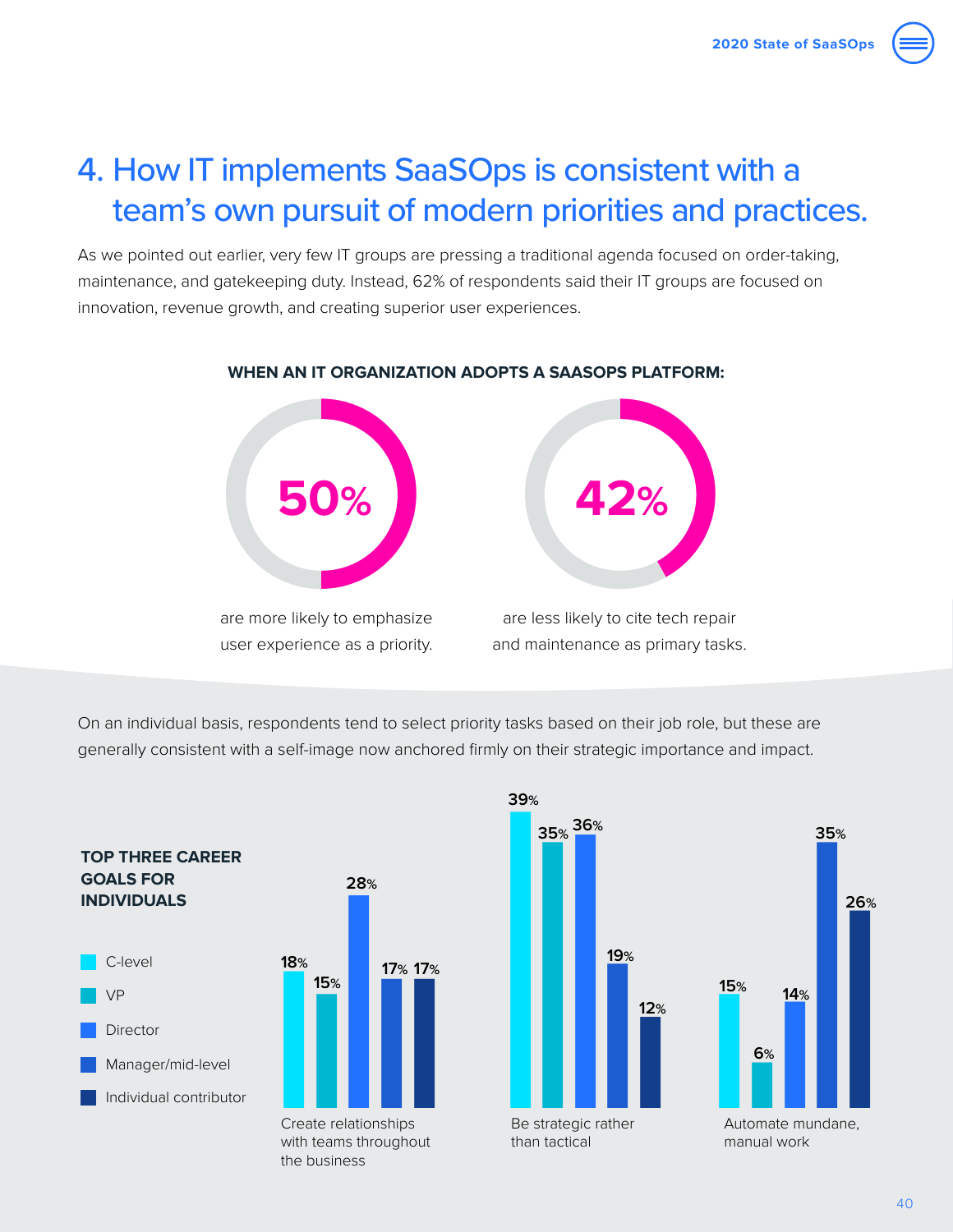## 4. How IT implements SaaSOps is consistent with a team's own pursuit of modern priorities and practices.

As we pointed out earlier, very few IT groups are pressing a traditional agenda focused on order-taking, maintenance, and gatekeeping duty. Instead, 62% of respondents said their IT groups are focused on innovation, revenue growth, and creating superior user experiences.

**WHEN AN IT ORGANIZATION ADOPTS A SAASOPS PLATFORM:**

**50%** are more likely to emphasize user experience as a priority.

**42%** are less likely to cite tech repair and maintenance as primary tasks.

On an individual basis, respondents tend to select priority tasks based on their job role, but these are generally consistent with a self-image now anchored firmly on their strategic importance and impact.

**TOP THREE CAREER GOALS FOR INDIVIDUALS**

| | C-level | VP | Director | Manager/mid-level | Individual contributor |
|---|---|---|---|---|---|
| Create relationships with teams throughout the business | 18% | 15% | 28% | 17% | 17% |
| Be strategic rather than tactical | 39% | 35% | 36% | 19% | 12% |
| Automate mundane, manual work | 15% | 6% | 14% | 35% | 26% |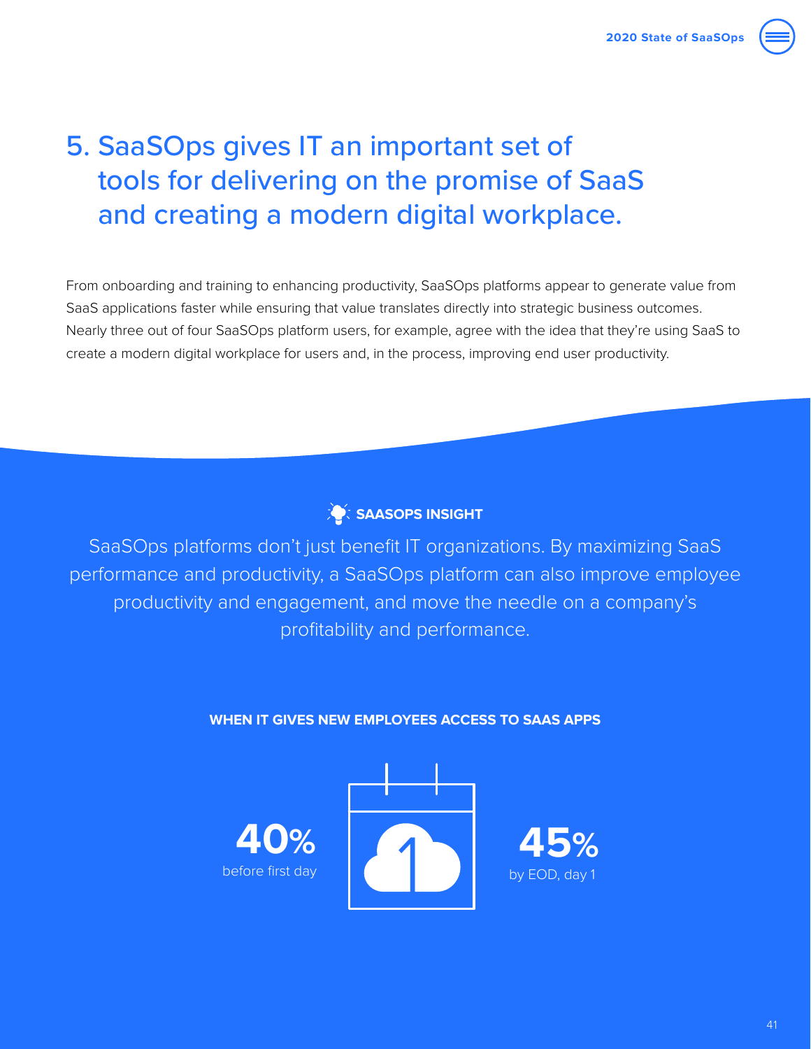# 5. SaaSOps gives IT an important set of tools for delivering on the promise of SaaS and creating a modern digital workplace.

From onboarding and training to enhancing productivity, SaaSOps platforms appear to generate value from SaaS applications faster while ensuring that value translates directly into strategic business outcomes. Nearly three out of four SaaSOps platform users, for example, agree with the idea that they're using SaaS to create a modern digital workplace for users and, in the process, improving end user productivity.

**SAASOPS INSIGHT**

SaaSOps platforms don't just benefit IT organizations. By maximizing SaaS performance and productivity, a SaaSOps platform can also improve employee productivity and engagement, and move the needle on a company's profitability and performance.

**WHEN IT GIVES NEW EMPLOYEES ACCESS TO SAAS APPS**

**40%** before first day

**45%** by EOD, day 1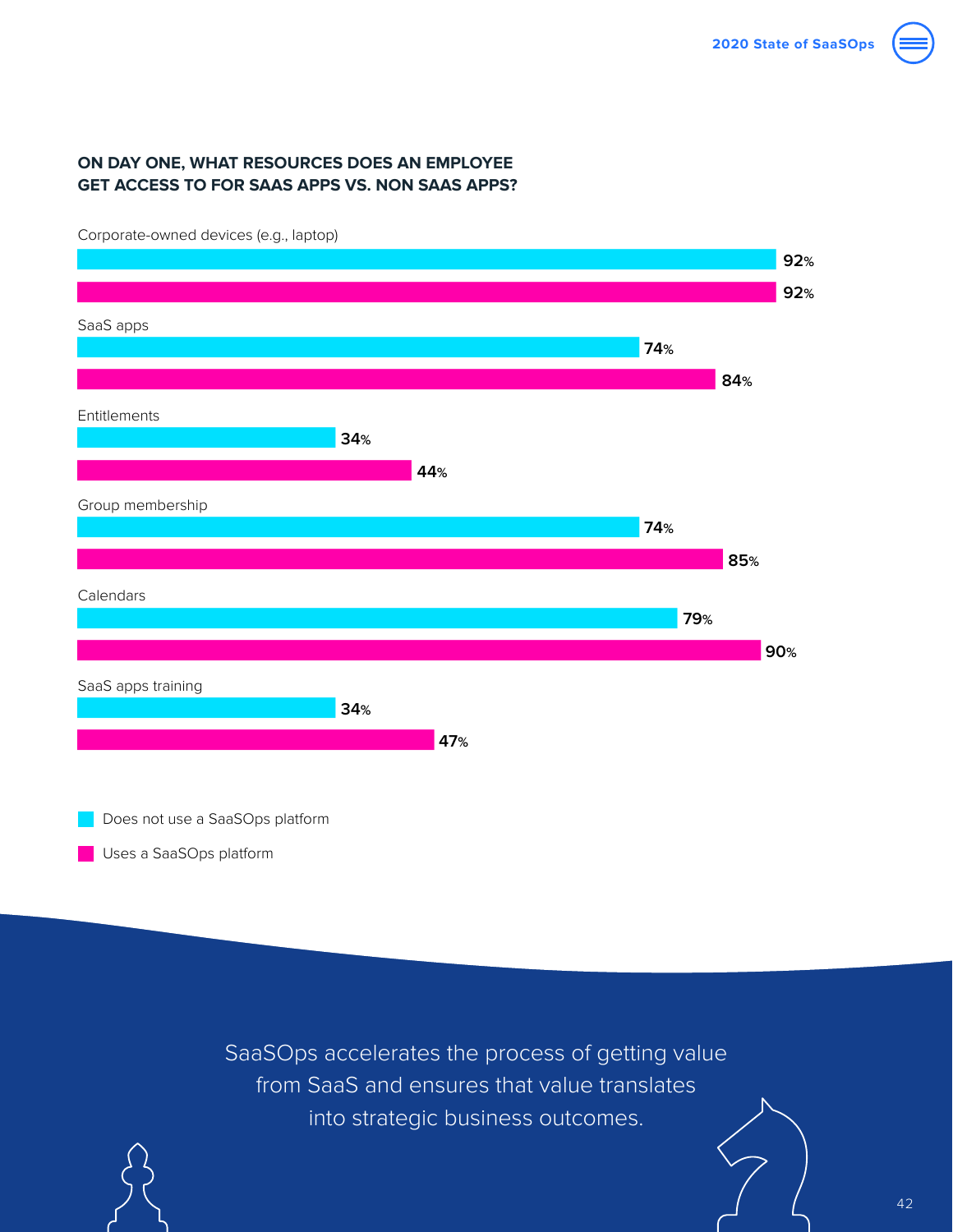## ON DAY ONE, WHAT RESOURCES DOES AN EMPLOYEE GET ACCESS TO FOR SAAS APPS VS. NON SAAS APPS?

| Resource | Does not use a SaaSOps platform | Uses a SaaSOps platform |
| --- | --- | --- |
| Corporate-owned devices (e.g., laptop) | 92% | 92% |
| SaaS apps | 74% | 84% |
| Entitlements | 34% | 44% |
| Group membership | 74% | 85% |
| Calendars | 79% | 90% |
| SaaS apps training | 34% | 47% |

SaaSOps accelerates the process of getting value from SaaS and ensures that value translates into strategic business outcomes.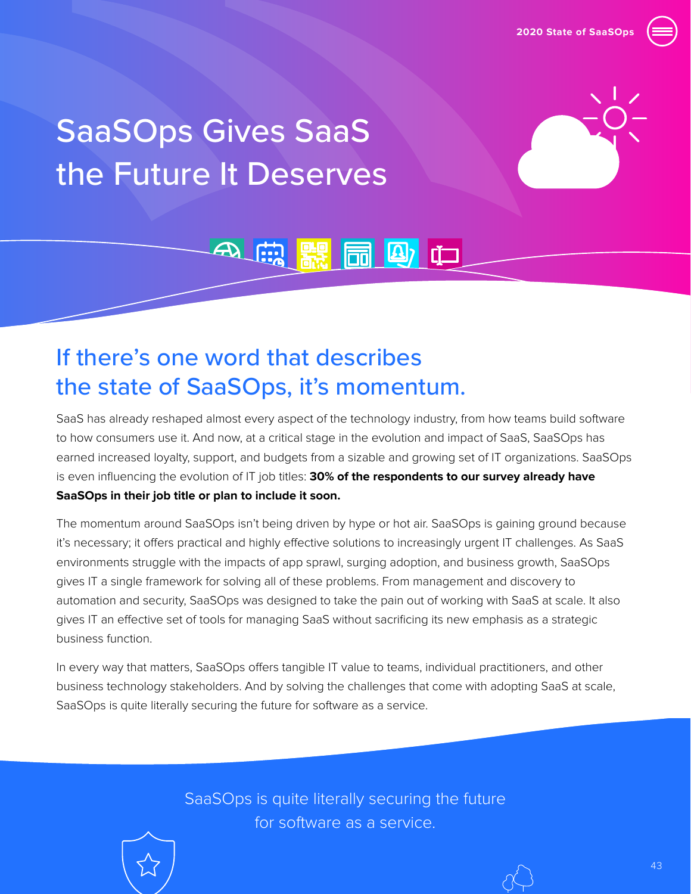# SaaSOps Gives SaaS the Future It Deserves

## If there's one word that describes the state of SaaSOps, it's momentum.

SaaS has already reshaped almost every aspect of the technology industry, from how teams build software to how consumers use it. And now, at a critical stage in the evolution and impact of SaaS, SaaSOps has earned increased loyalty, support, and budgets from a sizable and growing set of IT organizations. SaaSOps is even influencing the evolution of IT job titles: **30% of the respondents to our survey already have SaaSOps in their job title or plan to include it soon.**

The momentum around SaaSOps isn't being driven by hype or hot air. SaaSOps is gaining ground because it's necessary; it offers practical and highly effective solutions to increasingly urgent IT challenges. As SaaS environments struggle with the impacts of app sprawl, surging adoption, and business growth, SaaSOps gives IT a single framework for solving all of these problems. From management and discovery to automation and security, SaaSOps was designed to take the pain out of working with SaaS at scale. It also gives IT an effective set of tools for managing SaaS without sacrificing its new emphasis as a strategic business function.

In every way that matters, SaaSOps offers tangible IT value to teams, individual practitioners, and other business technology stakeholders. And by solving the challenges that come with adopting SaaS at scale, SaaSOps is quite literally securing the future for software as a service.

SaaSOps is quite literally securing the future for software as a service.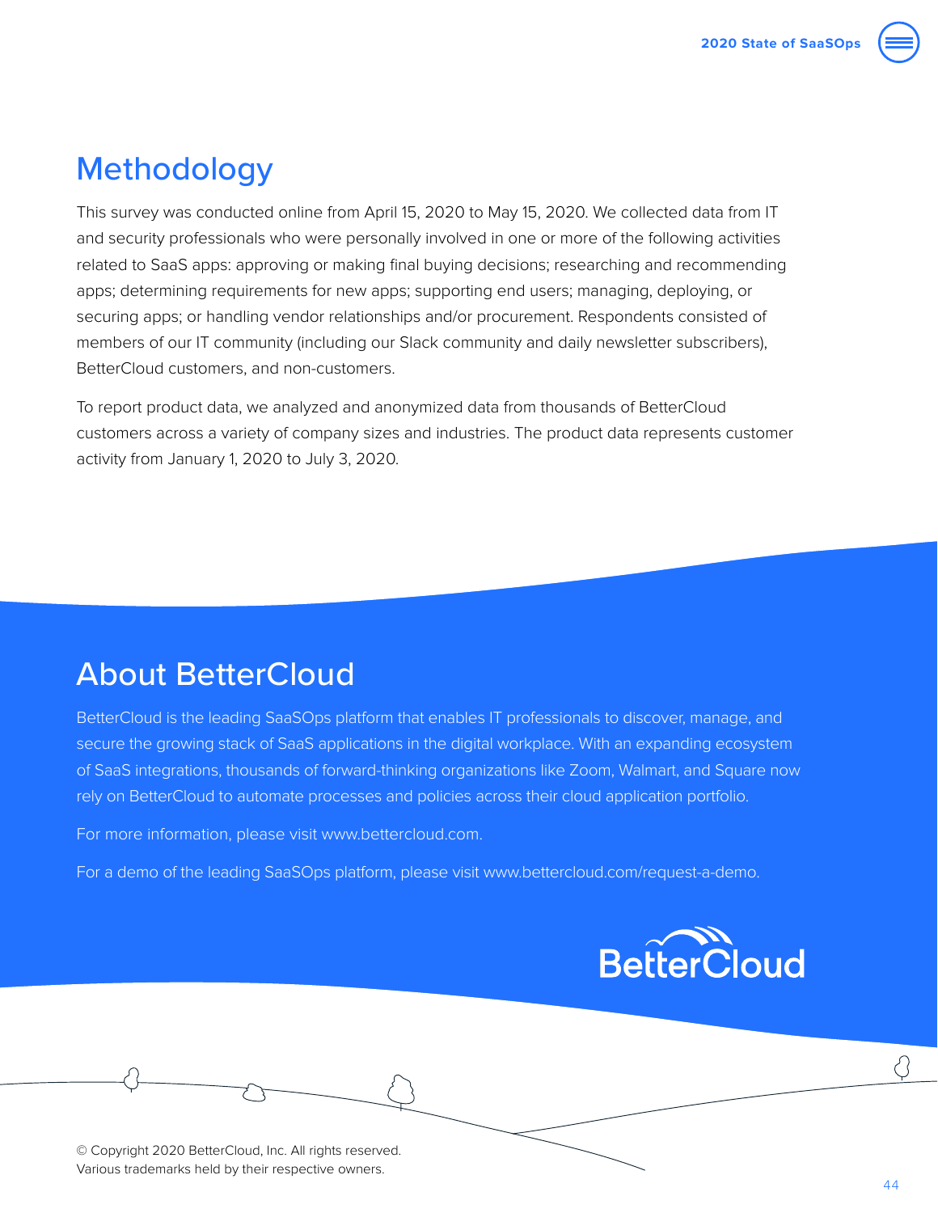# Methodology

This survey was conducted online from April 15, 2020 to May 15, 2020. We collected data from IT and security professionals who were personally involved in one or more of the following activities related to SaaS apps: approving or making final buying decisions; researching and recommending apps; determining requirements for new apps; supporting end users; managing, deploying, or securing apps; or handling vendor relationships and/or procurement. Respondents consisted of members of our IT community (including our Slack community and daily newsletter subscribers), BetterCloud customers, and non-customers.

To report product data, we analyzed and anonymized data from thousands of BetterCloud customers across a variety of company sizes and industries. The product data represents customer activity from January 1, 2020 to July 3, 2020.

# About BetterCloud

BetterCloud is the leading SaaSOps platform that enables IT professionals to discover, manage, and secure the growing stack of SaaS applications in the digital workplace. With an expanding ecosystem of SaaS integrations, thousands of forward-thinking organizations like Zoom, Walmart, and Square now rely on BetterCloud to automate processes and policies across their cloud application portfolio.

For more information, please visit www.bettercloud.com.

For a demo of the leading SaaSOps platform, please visit www.bettercloud.com/request-a-demo.

BetterCloud

© Copyright 2020 BetterCloud, Inc. All rights reserved.
Various trademarks held by their respective owners.